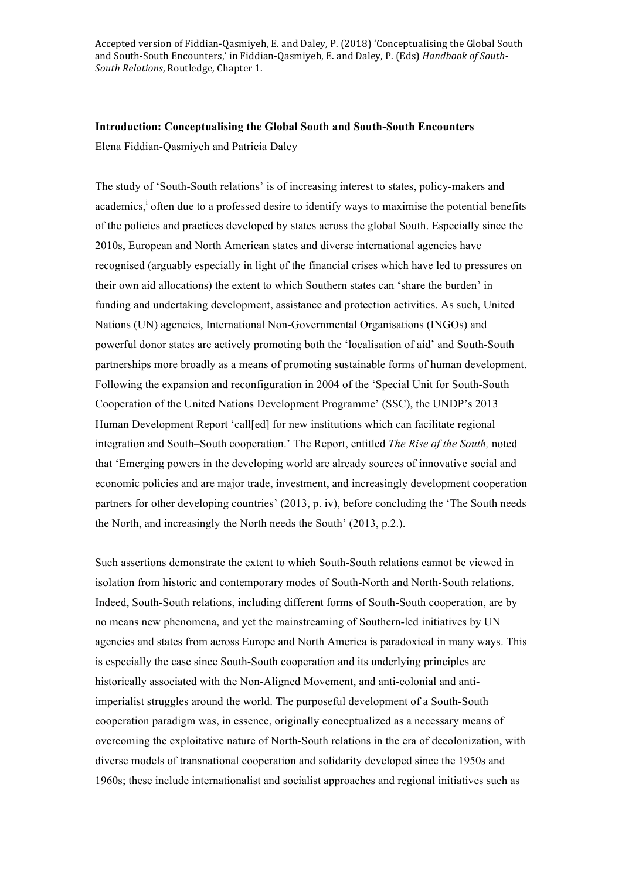Accepted version of Fiddian-Qasmiyeh, E. and Daley, P. (2018) 'Conceptualising the Global South and South-South Encounters,' in Fiddian-Qasmiyeh, E. and Daley, P. (Eds) *Handbook of South-South Relations*, Routledge, Chapter 1.

**Introduction: Conceptualising the Global South and South-South Encounters**

Elena Fiddian-Qasmiyeh and Patricia Daley

The study of 'South-South relations' is of increasing interest to states, policy-makers and academics,[i] often due to a professed desire to identify ways to maximise the potential benefits of the policies and practices developed by states across the global South. Especially since the 2010s, European and North American states and diverse international agencies have recognised (arguably especially in light of the financial crises which have led to pressures on their own aid allocations) the extent to which Southern states can 'share the burden' in funding and undertaking development, assistance and protection activities. As such, United Nations (UN) agencies, International Non-Governmental Organisations (INGOs) and powerful donor states are actively promoting both the 'localisation of aid' and South-South partnerships more broadly as a means of promoting sustainable forms of human development. Following the expansion and reconfiguration in 2004 of the 'Special Unit for South-South Cooperation of the United Nations Development Programme' (SSC), the UNDP's 2013 Human Development Report 'call[ed] for new institutions which can facilitate regional integration and South–South cooperation.' The Report, entitled *The Rise of the South,* noted that 'Emerging powers in the developing world are already sources of innovative social and economic policies and are major trade, investment, and increasingly development cooperation partners for other developing countries' (2013, p. iv), before concluding the 'The South needs the North, and increasingly the North needs the South' (2013, p.2.).

Such assertions demonstrate the extent to which South-South relations cannot be viewed in isolation from historic and contemporary modes of South-North and North-South relations. Indeed, South-South relations, including different forms of South-South cooperation, are by no means new phenomena, and yet the mainstreaming of Southern-led initiatives by UN agencies and states from across Europe and North America is paradoxical in many ways. This is especially the case since South-South cooperation and its underlying principles are historically associated with the Non-Aligned Movement, and anti-colonial and anti-imperialist struggles around the world. The purposeful development of a South-South cooperation paradigm was, in essence, originally conceptualized as a necessary means of overcoming the exploitative nature of North-South relations in the era of decolonization, with diverse models of transnational cooperation and solidarity developed since the 1950s and 1960s; these include internationalist and socialist approaches and regional initiatives such as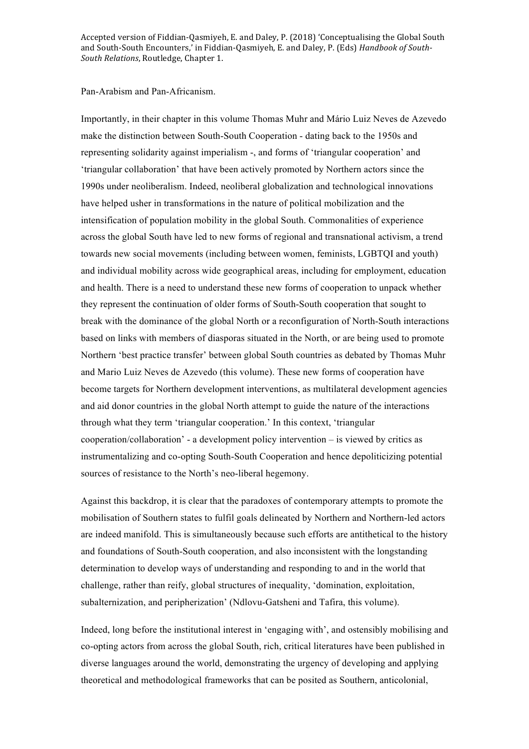Pan-Arabism and Pan-Africanism.

Importantly, in their chapter in this volume Thomas Muhr and Mário Luiz Neves de Azevedo make the distinction between South-South Cooperation - dating back to the 1950s and representing solidarity against imperialism -, and forms of 'triangular cooperation' and 'triangular collaboration' that have been actively promoted by Northern actors since the 1990s under neoliberalism. Indeed, neoliberal globalization and technological innovations have helped usher in transformations in the nature of political mobilization and the intensification of population mobility in the global South. Commonalities of experience across the global South have led to new forms of regional and transnational activism, a trend towards new social movements (including between women, feminists, LGBTQI and youth) and individual mobility across wide geographical areas, including for employment, education and health. There is a need to understand these new forms of cooperation to unpack whether they represent the continuation of older forms of South-South cooperation that sought to break with the dominance of the global North or a reconfiguration of North-South interactions based on links with members of diasporas situated in the North, or are being used to promote Northern 'best practice transfer' between global South countries as debated by Thomas Muhr and Mario Luiz Neves de Azevedo (this volume). These new forms of cooperation have become targets for Northern development interventions, as multilateral development agencies and aid donor countries in the global North attempt to guide the nature of the interactions through what they term 'triangular cooperation.' In this context, 'triangular cooperation/collaboration' - a development policy intervention – is viewed by critics as instrumentalizing and co-opting South-South Cooperation and hence depoliticizing potential sources of resistance to the North's neo-liberal hegemony.

Against this backdrop, it is clear that the paradoxes of contemporary attempts to promote the mobilisation of Southern states to fulfil goals delineated by Northern and Northern-led actors are indeed manifold. This is simultaneously because such efforts are antithetical to the history and foundations of South-South cooperation, and also inconsistent with the longstanding determination to develop ways of understanding and responding to and in the world that challenge, rather than reify, global structures of inequality, 'domination, exploitation, subalternization, and peripherization' (Ndlovu-Gatsheni and Tafira, this volume).

Indeed, long before the institutional interest in 'engaging with', and ostensibly mobilising and co-opting actors from across the global South, rich, critical literatures have been published in diverse languages around the world, demonstrating the urgency of developing and applying theoretical and methodological frameworks that can be posited as Southern, anticolonial,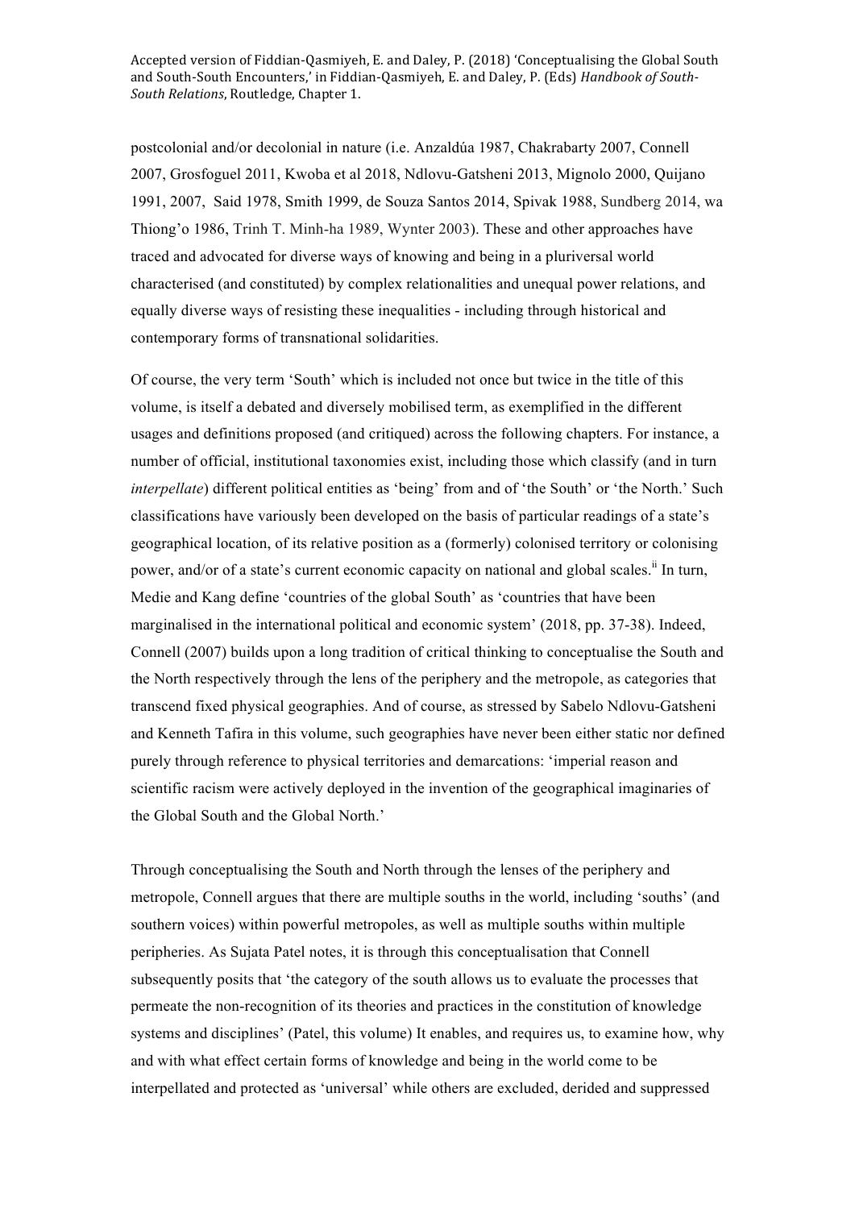postcolonial and/or decolonial in nature (i.e. Anzaldúa 1987, Chakrabarty 2007, Connell 2007, Grosfoguel 2011, Kwoba et al 2018, Ndlovu-Gatsheni 2013, Mignolo 2000, Quijano 1991, 2007, Said 1978, Smith 1999, de Souza Santos 2014, Spivak 1988, Sundberg 2014, wa Thiong'o 1986, Trinh T. Minh-ha 1989, Wynter 2003). These and other approaches have traced and advocated for diverse ways of knowing and being in a pluriversal world characterised (and constituted) by complex relationalities and unequal power relations, and equally diverse ways of resisting these inequalities - including through historical and contemporary forms of transnational solidarities.

Of course, the very term 'South' which is included not once but twice in the title of this volume, is itself a debated and diversely mobilised term, as exemplified in the different usages and definitions proposed (and critiqued) across the following chapters. For instance, a number of official, institutional taxonomies exist, including those which classify (and in turn *interpellate*) different political entities as 'being' from and of 'the South' or 'the North.' Such classifications have variously been developed on the basis of particular readings of a state's geographical location, of its relative position as a (formerly) colonised territory or colonising power, and/or of a state's current economic capacity on national and global scales.[ii] In turn, Medie and Kang define 'countries of the global South' as 'countries that have been marginalised in the international political and economic system' (2018, pp. 37-38). Indeed, Connell (2007) builds upon a long tradition of critical thinking to conceptualise the South and the North respectively through the lens of the periphery and the metropole, as categories that transcend fixed physical geographies. And of course, as stressed by Sabelo Ndlovu-Gatsheni and Kenneth Tafira in this volume, such geographies have never been either static nor defined purely through reference to physical territories and demarcations: 'imperial reason and scientific racism were actively deployed in the invention of the geographical imaginaries of the Global South and the Global North.'

Through conceptualising the South and North through the lenses of the periphery and metropole, Connell argues that there are multiple souths in the world, including 'souths' (and southern voices) within powerful metropoles, as well as multiple souths within multiple peripheries. As Sujata Patel notes, it is through this conceptualisation that Connell subsequently posits that 'the category of the south allows us to evaluate the processes that permeate the non-recognition of its theories and practices in the constitution of knowledge systems and disciplines' (Patel, this volume) It enables, and requires us, to examine how, why and with what effect certain forms of knowledge and being in the world come to be interpellated and protected as 'universal' while others are excluded, derided and suppressed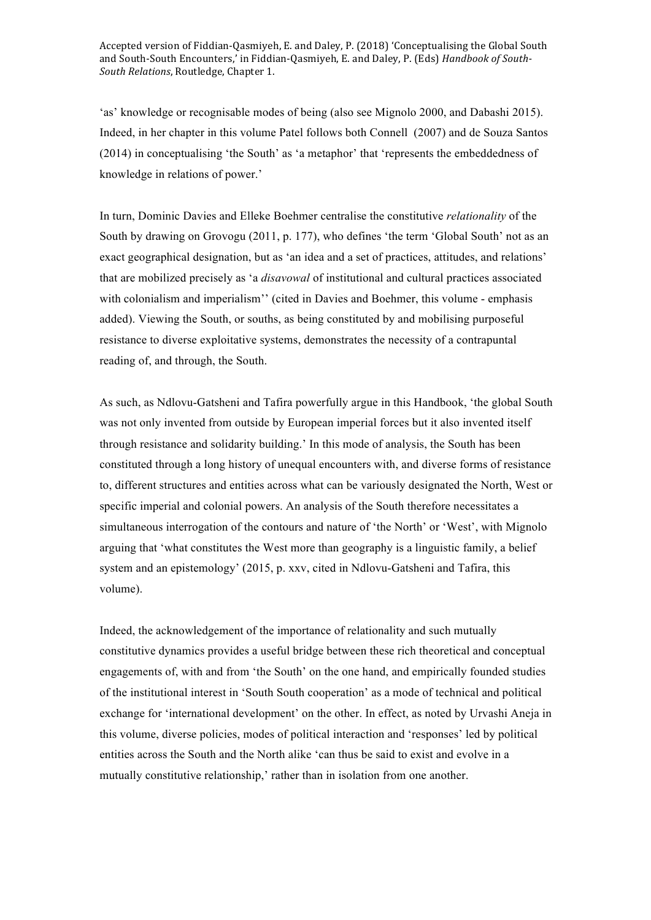'as' knowledge or recognisable modes of being (also see Mignolo 2000, and Dabashi 2015). Indeed, in her chapter in this volume Patel follows both Connell (2007) and de Souza Santos (2014) in conceptualising 'the South' as 'a metaphor' that 'represents the embeddedness of knowledge in relations of power.'

In turn, Dominic Davies and Elleke Boehmer centralise the constitutive *relationality* of the South by drawing on Grovogu (2011, p. 177), who defines 'the term 'Global South' not as an exact geographical designation, but as 'an idea and a set of practices, attitudes, and relations' that are mobilized precisely as 'a *disavowal* of institutional and cultural practices associated with colonialism and imperialism'' (cited in Davies and Boehmer, this volume - emphasis added). Viewing the South, or souths, as being constituted by and mobilising purposeful resistance to diverse exploitative systems, demonstrates the necessity of a contrapuntal reading of, and through, the South.

As such, as Ndlovu-Gatsheni and Tafira powerfully argue in this Handbook, 'the global South was not only invented from outside by European imperial forces but it also invented itself through resistance and solidarity building.' In this mode of analysis, the South has been constituted through a long history of unequal encounters with, and diverse forms of resistance to, different structures and entities across what can be variously designated the North, West or specific imperial and colonial powers. An analysis of the South therefore necessitates a simultaneous interrogation of the contours and nature of 'the North' or 'West', with Mignolo arguing that 'what constitutes the West more than geography is a linguistic family, a belief system and an epistemology' (2015, p. xxv, cited in Ndlovu-Gatsheni and Tafira, this volume).

Indeed, the acknowledgement of the importance of relationality and such mutually constitutive dynamics provides a useful bridge between these rich theoretical and conceptual engagements of, with and from 'the South' on the one hand, and empirically founded studies of the institutional interest in 'South South cooperation' as a mode of technical and political exchange for 'international development' on the other. In effect, as noted by Urvashi Aneja in this volume, diverse policies, modes of political interaction and 'responses' led by political entities across the South and the North alike 'can thus be said to exist and evolve in a mutually constitutive relationship,' rather than in isolation from one another.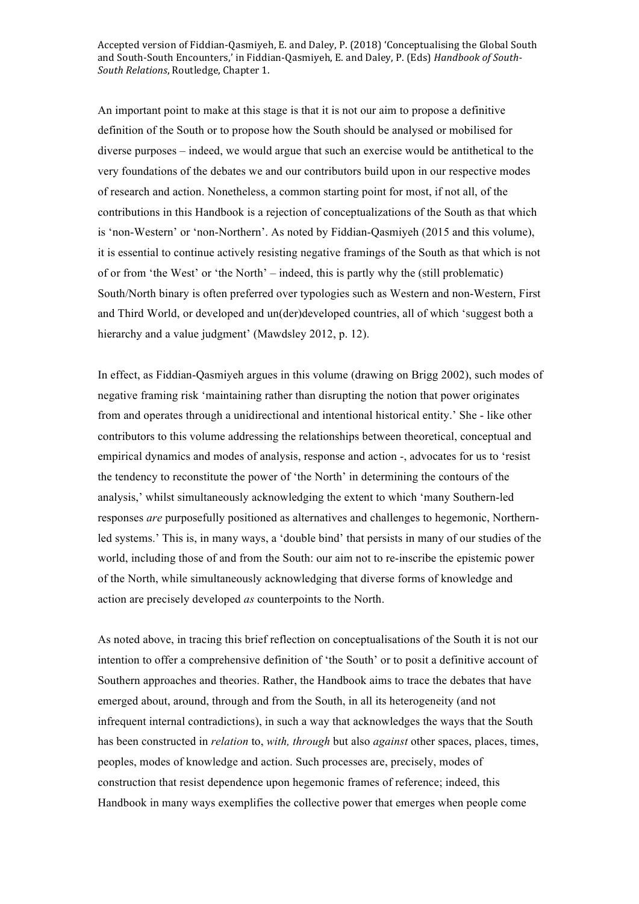An important point to make at this stage is that it is not our aim to propose a definitive definition of the South or to propose how the South should be analysed or mobilised for diverse purposes – indeed, we would argue that such an exercise would be antithetical to the very foundations of the debates we and our contributors build upon in our respective modes of research and action. Nonetheless, a common starting point for most, if not all, of the contributions in this Handbook is a rejection of conceptualizations of the South as that which is 'non-Western' or 'non-Northern'. As noted by Fiddian-Qasmiyeh (2015 and this volume), it is essential to continue actively resisting negative framings of the South as that which is not of or from 'the West' or 'the North' – indeed, this is partly why the (still problematic) South/North binary is often preferred over typologies such as Western and non-Western, First and Third World, or developed and un(der)developed countries, all of which 'suggest both a hierarchy and a value judgment' (Mawdsley 2012, p. 12).

In effect, as Fiddian-Qasmiyeh argues in this volume (drawing on Brigg 2002), such modes of negative framing risk 'maintaining rather than disrupting the notion that power originates from and operates through a unidirectional and intentional historical entity.' She - like other contributors to this volume addressing the relationships between theoretical, conceptual and empirical dynamics and modes of analysis, response and action -, advocates for us to 'resist the tendency to reconstitute the power of 'the North' in determining the contours of the analysis,' whilst simultaneously acknowledging the extent to which 'many Southern-led responses *are* purposefully positioned as alternatives and challenges to hegemonic, Northern-led systems.' This is, in many ways, a 'double bind' that persists in many of our studies of the world, including those of and from the South: our aim not to re-inscribe the epistemic power of the North, while simultaneously acknowledging that diverse forms of knowledge and action are precisely developed *as* counterpoints to the North.

As noted above, in tracing this brief reflection on conceptualisations of the South it is not our intention to offer a comprehensive definition of 'the South' or to posit a definitive account of Southern approaches and theories. Rather, the Handbook aims to trace the debates that have emerged about, around, through and from the South, in all its heterogeneity (and not infrequent internal contradictions), in such a way that acknowledges the ways that the South has been constructed in *relation* to, *with, through* but also *against* other spaces, places, times, peoples, modes of knowledge and action. Such processes are, precisely, modes of construction that resist dependence upon hegemonic frames of reference; indeed, this Handbook in many ways exemplifies the collective power that emerges when people come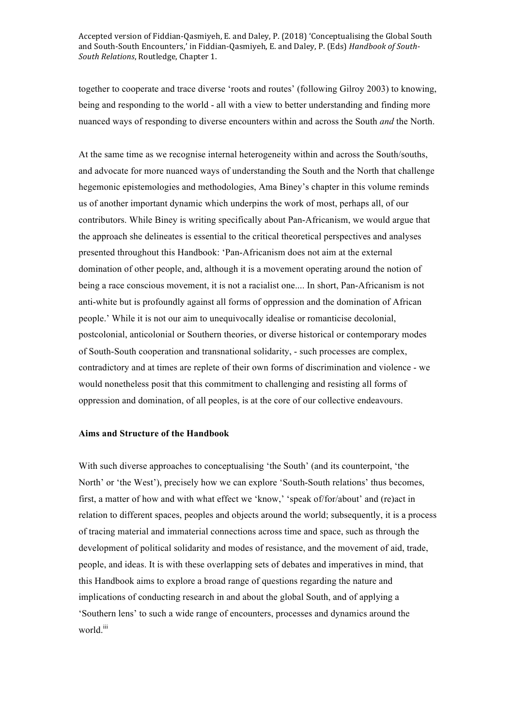together to cooperate and trace diverse 'roots and routes' (following Gilroy 2003) to knowing, being and responding to the world - all with a view to better understanding and finding more nuanced ways of responding to diverse encounters within and across the South *and* the North.

At the same time as we recognise internal heterogeneity within and across the South/souths, and advocate for more nuanced ways of understanding the South and the North that challenge hegemonic epistemologies and methodologies, Ama Biney's chapter in this volume reminds us of another important dynamic which underpins the work of most, perhaps all, of our contributors. While Biney is writing specifically about Pan-Africanism, we would argue that the approach she delineates is essential to the critical theoretical perspectives and analyses presented throughout this Handbook: 'Pan-Africanism does not aim at the external domination of other people, and, although it is a movement operating around the notion of being a race conscious movement, it is not a racialist one.... In short, Pan-Africanism is not anti-white but is profoundly against all forms of oppression and the domination of African people.' While it is not our aim to unequivocally idealise or romanticise decolonial, postcolonial, anticolonial or Southern theories, or diverse historical or contemporary modes of South-South cooperation and transnational solidarity, - such processes are complex, contradictory and at times are replete of their own forms of discrimination and violence - we would nonetheless posit that this commitment to challenging and resisting all forms of oppression and domination, of all peoples, is at the core of our collective endeavours.

**Aims and Structure of the Handbook**

With such diverse approaches to conceptualising 'the South' (and its counterpoint, 'the North' or 'the West'), precisely how we can explore 'South-South relations' thus becomes, first, a matter of how and with what effect we 'know,' 'speak of/for/about' and (re)act in relation to different spaces, peoples and objects around the world; subsequently, it is a process of tracing material and immaterial connections across time and space, such as through the development of political solidarity and modes of resistance, and the movement of aid, trade, people, and ideas. It is with these overlapping sets of debates and imperatives in mind, that this Handbook aims to explore a broad range of questions regarding the nature and implications of conducting research in and about the global South, and of applying a 'Southern lens' to such a wide range of encounters, processes and dynamics around the world.[iii]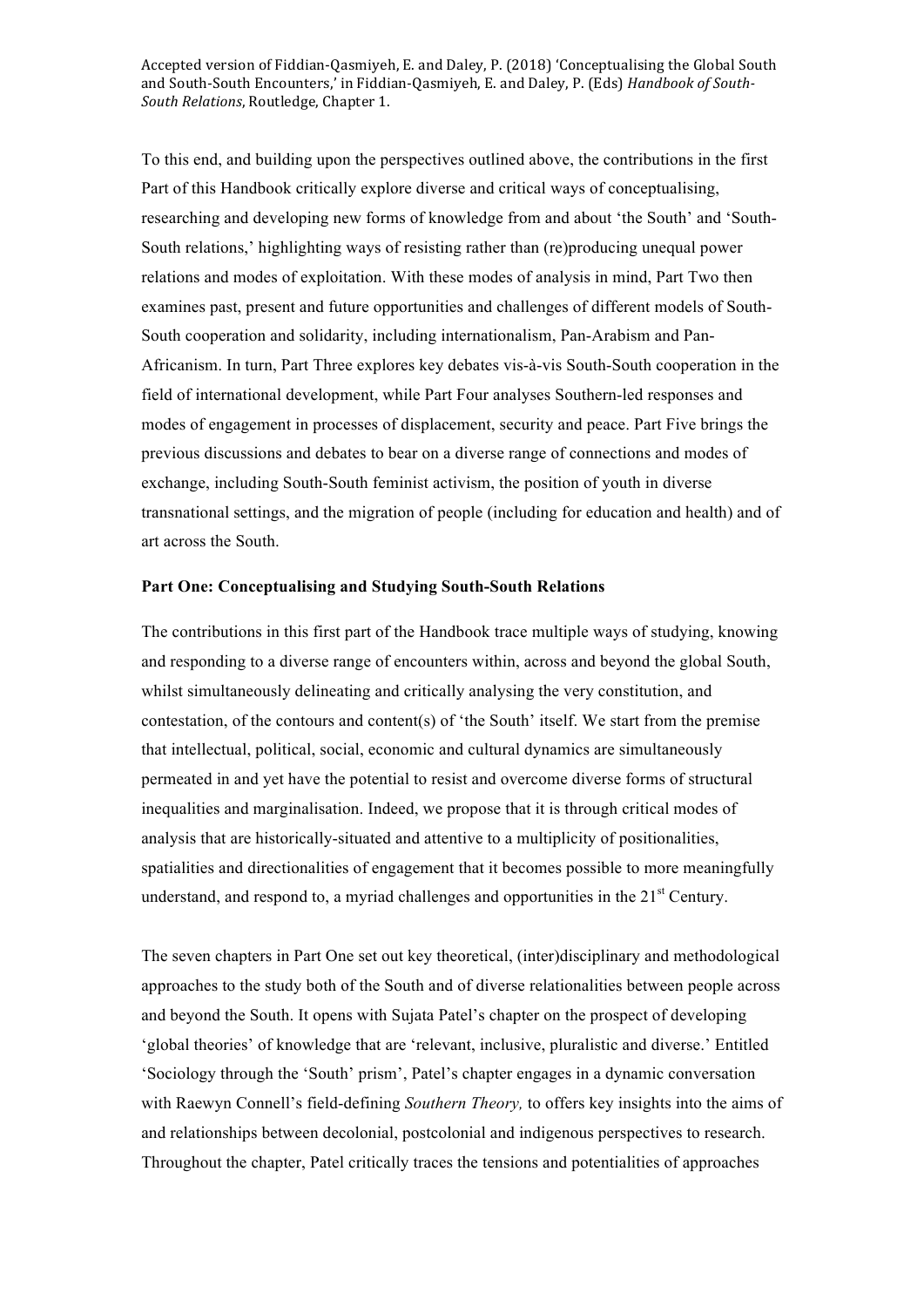To this end, and building upon the perspectives outlined above, the contributions in the first Part of this Handbook critically explore diverse and critical ways of conceptualising, researching and developing new forms of knowledge from and about 'the South' and 'South-South relations,' highlighting ways of resisting rather than (re)producing unequal power relations and modes of exploitation. With these modes of analysis in mind, Part Two then examines past, present and future opportunities and challenges of different models of South-South cooperation and solidarity, including internationalism, Pan-Arabism and Pan-Africanism. In turn, Part Three explores key debates vis-à-vis South-South cooperation in the field of international development, while Part Four analyses Southern-led responses and modes of engagement in processes of displacement, security and peace. Part Five brings the previous discussions and debates to bear on a diverse range of connections and modes of exchange, including South-South feminist activism, the position of youth in diverse transnational settings, and the migration of people (including for education and health) and of art across the South.

**Part One: Conceptualising and Studying South-South Relations**

The contributions in this first part of the Handbook trace multiple ways of studying, knowing and responding to a diverse range of encounters within, across and beyond the global South, whilst simultaneously delineating and critically analysing the very constitution, and contestation, of the contours and content(s) of 'the South' itself. We start from the premise that intellectual, political, social, economic and cultural dynamics are simultaneously permeated in and yet have the potential to resist and overcome diverse forms of structural inequalities and marginalisation. Indeed, we propose that it is through critical modes of analysis that are historically-situated and attentive to a multiplicity of positionalities, spatialities and directionalities of engagement that it becomes possible to more meaningfully understand, and respond to, a myriad challenges and opportunities in the 21st Century.

The seven chapters in Part One set out key theoretical, (inter)disciplinary and methodological approaches to the study both of the South and of diverse relationalities between people across and beyond the South. It opens with Sujata Patel's chapter on the prospect of developing 'global theories' of knowledge that are 'relevant, inclusive, pluralistic and diverse.' Entitled 'Sociology through the 'South' prism', Patel's chapter engages in a dynamic conversation with Raewyn Connell's field-defining *Southern Theory,* to offers key insights into the aims of and relationships between decolonial, postcolonial and indigenous perspectives to research. Throughout the chapter, Patel critically traces the tensions and potentialities of approaches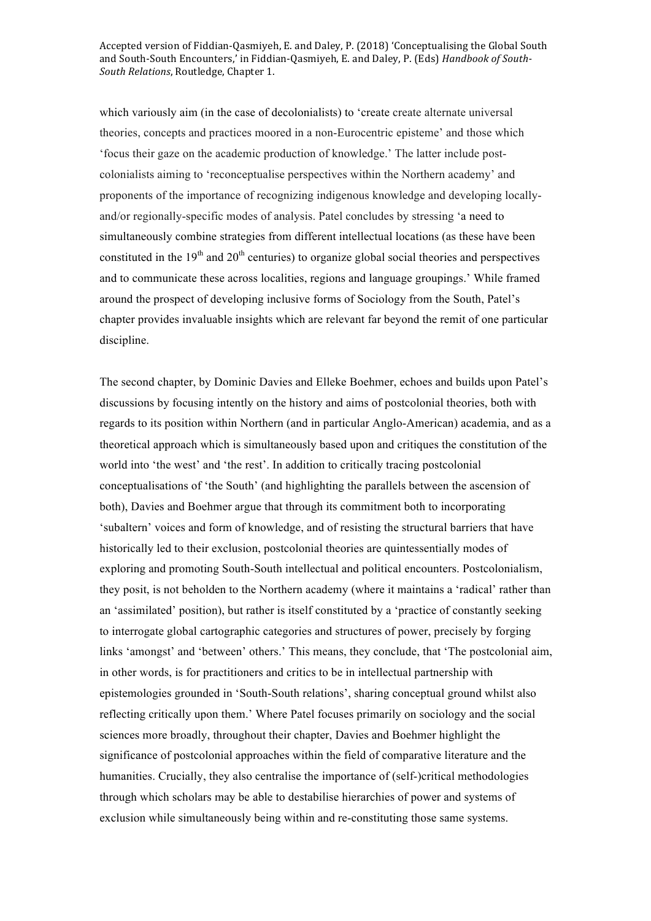which variously aim (in the case of decolonialists) to 'create create alternate universal theories, concepts and practices moored in a non-Eurocentric episteme' and those which 'focus their gaze on the academic production of knowledge.' The latter include post-colonialists aiming to 'reconceptualise perspectives within the Northern academy' and proponents of the importance of recognizing indigenous knowledge and developing locally-and/or regionally-specific modes of analysis. Patel concludes by stressing 'a need to simultaneously combine strategies from different intellectual locations (as these have been constituted in the 19$^{th}$ and 20$^{th}$ centuries) to organize global social theories and perspectives and to communicate these across localities, regions and language groupings.' While framed around the prospect of developing inclusive forms of Sociology from the South, Patel's chapter provides invaluable insights which are relevant far beyond the remit of one particular discipline.

The second chapter, by Dominic Davies and Elleke Boehmer, echoes and builds upon Patel's discussions by focusing intently on the history and aims of postcolonial theories, both with regards to its position within Northern (and in particular Anglo-American) academia, and as a theoretical approach which is simultaneously based upon and critiques the constitution of the world into 'the west' and 'the rest'. In addition to critically tracing postcolonial conceptualisations of 'the South' (and highlighting the parallels between the ascension of both), Davies and Boehmer argue that through its commitment both to incorporating 'subaltern' voices and form of knowledge, and of resisting the structural barriers that have historically led to their exclusion, postcolonial theories are quintessentially modes of exploring and promoting South-South intellectual and political encounters. Postcolonialism, they posit, is not beholden to the Northern academy (where it maintains a 'radical' rather than an 'assimilated' position), but rather is itself constituted by a 'practice of constantly seeking to interrogate global cartographic categories and structures of power, precisely by forging links 'amongst' and 'between' others.' This means, they conclude, that 'The postcolonial aim, in other words, is for practitioners and critics to be in intellectual partnership with epistemologies grounded in 'South-South relations', sharing conceptual ground whilst also reflecting critically upon them.' Where Patel focuses primarily on sociology and the social sciences more broadly, throughout their chapter, Davies and Boehmer highlight the significance of postcolonial approaches within the field of comparative literature and the humanities. Crucially, they also centralise the importance of (self-)critical methodologies through which scholars may be able to destabilise hierarchies of power and systems of exclusion while simultaneously being within and re-constituting those same systems.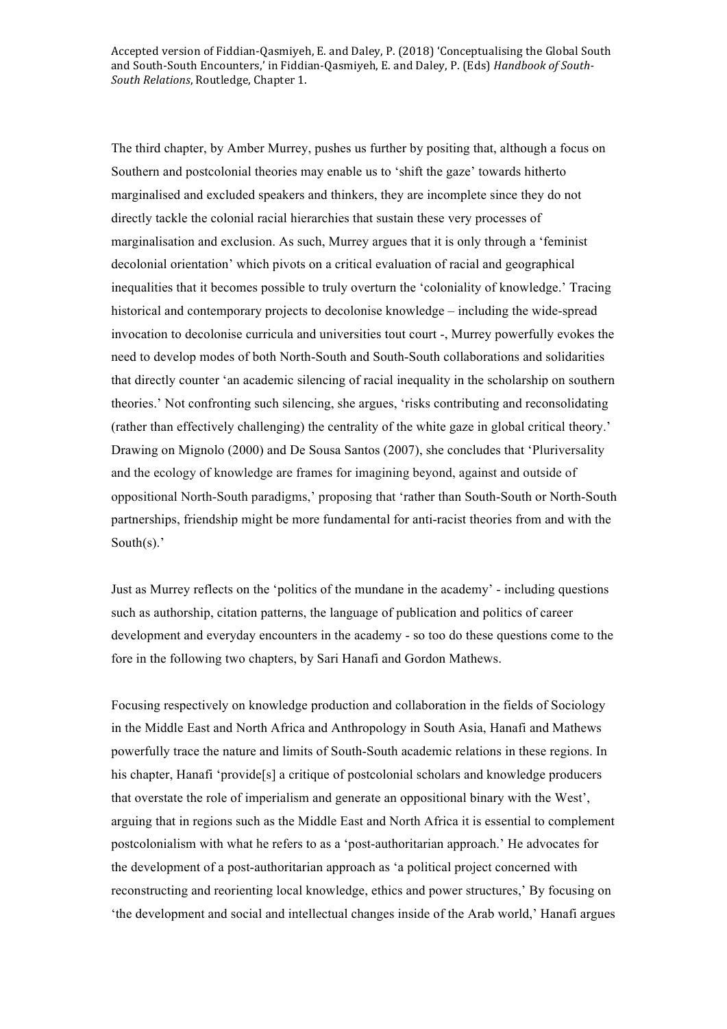The third chapter, by Amber Murrey, pushes us further by positing that, although a focus on Southern and postcolonial theories may enable us to 'shift the gaze' towards hitherto marginalised and excluded speakers and thinkers, they are incomplete since they do not directly tackle the colonial racial hierarchies that sustain these very processes of marginalisation and exclusion. As such, Murrey argues that it is only through a 'feminist decolonial orientation' which pivots on a critical evaluation of racial and geographical inequalities that it becomes possible to truly overturn the 'coloniality of knowledge.' Tracing historical and contemporary projects to decolonise knowledge – including the wide-spread invocation to decolonise curricula and universities tout court -, Murrey powerfully evokes the need to develop modes of both North-South and South-South collaborations and solidarities that directly counter 'an academic silencing of racial inequality in the scholarship on southern theories.' Not confronting such silencing, she argues, 'risks contributing and reconsolidating (rather than effectively challenging) the centrality of the white gaze in global critical theory.' Drawing on Mignolo (2000) and De Sousa Santos (2007), she concludes that 'Pluriversality and the ecology of knowledge are frames for imagining beyond, against and outside of oppositional North-South paradigms,' proposing that 'rather than South-South or North-South partnerships, friendship might be more fundamental for anti-racist theories from and with the South(s).'

Just as Murrey reflects on the 'politics of the mundane in the academy' - including questions such as authorship, citation patterns, the language of publication and politics of career development and everyday encounters in the academy - so too do these questions come to the fore in the following two chapters, by Sari Hanafi and Gordon Mathews.

Focusing respectively on knowledge production and collaboration in the fields of Sociology in the Middle East and North Africa and Anthropology in South Asia, Hanafi and Mathews powerfully trace the nature and limits of South-South academic relations in these regions. In his chapter, Hanafi 'provide[s] a critique of postcolonial scholars and knowledge producers that overstate the role of imperialism and generate an oppositional binary with the West', arguing that in regions such as the Middle East and North Africa it is essential to complement postcolonialism with what he refers to as a 'post-authoritarian approach.' He advocates for the development of a post-authoritarian approach as 'a political project concerned with reconstructing and reorienting local knowledge, ethics and power structures,' By focusing on 'the development and social and intellectual changes inside of the Arab world,' Hanafi argues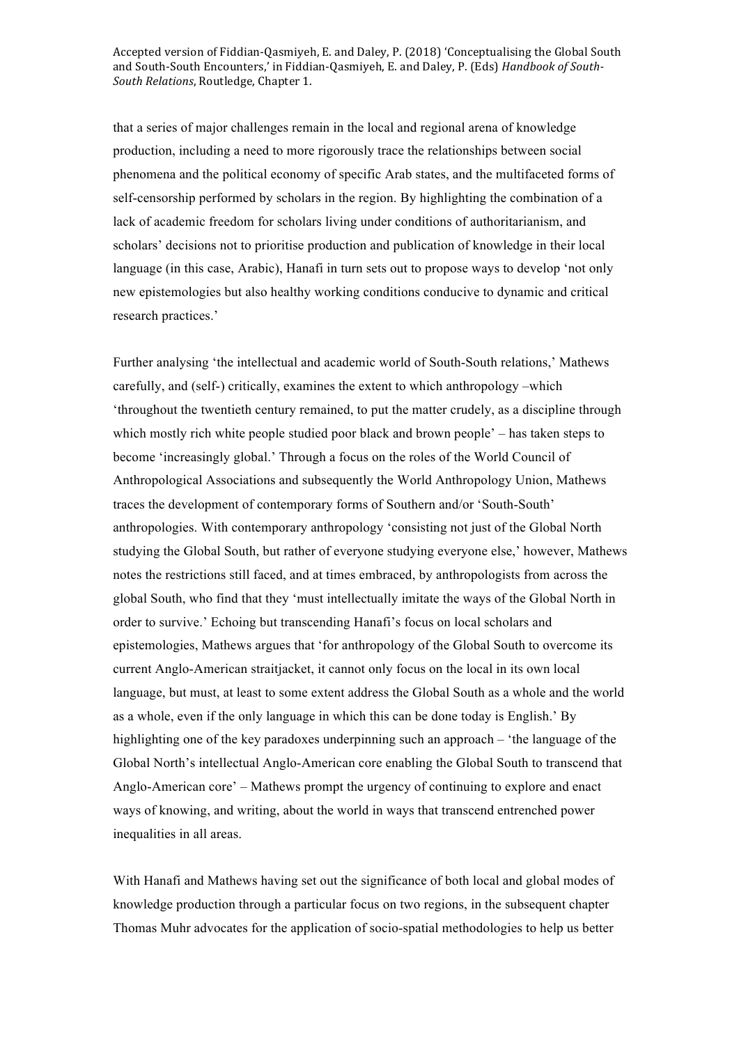that a series of major challenges remain in the local and regional arena of knowledge production, including a need to more rigorously trace the relationships between social phenomena and the political economy of specific Arab states, and the multifaceted forms of self-censorship performed by scholars in the region. By highlighting the combination of a lack of academic freedom for scholars living under conditions of authoritarianism, and scholars' decisions not to prioritise production and publication of knowledge in their local language (in this case, Arabic), Hanafi in turn sets out to propose ways to develop 'not only new epistemologies but also healthy working conditions conducive to dynamic and critical research practices.'

Further analysing 'the intellectual and academic world of South-South relations,' Mathews carefully, and (self-) critically, examines the extent to which anthropology –which 'throughout the twentieth century remained, to put the matter crudely, as a discipline through which mostly rich white people studied poor black and brown people' – has taken steps to become 'increasingly global.' Through a focus on the roles of the World Council of Anthropological Associations and subsequently the World Anthropology Union, Mathews traces the development of contemporary forms of Southern and/or 'South-South' anthropologies. With contemporary anthropology 'consisting not just of the Global North studying the Global South, but rather of everyone studying everyone else,' however, Mathews notes the restrictions still faced, and at times embraced, by anthropologists from across the global South, who find that they 'must intellectually imitate the ways of the Global North in order to survive.' Echoing but transcending Hanafi's focus on local scholars and epistemologies, Mathews argues that 'for anthropology of the Global South to overcome its current Anglo-American straitjacket, it cannot only focus on the local in its own local language, but must, at least to some extent address the Global South as a whole and the world as a whole, even if the only language in which this can be done today is English.' By highlighting one of the key paradoxes underpinning such an approach – 'the language of the Global North's intellectual Anglo-American core enabling the Global South to transcend that Anglo-American core' – Mathews prompt the urgency of continuing to explore and enact ways of knowing, and writing, about the world in ways that transcend entrenched power inequalities in all areas.

With Hanafi and Mathews having set out the significance of both local and global modes of knowledge production through a particular focus on two regions, in the subsequent chapter Thomas Muhr advocates for the application of socio-spatial methodologies to help us better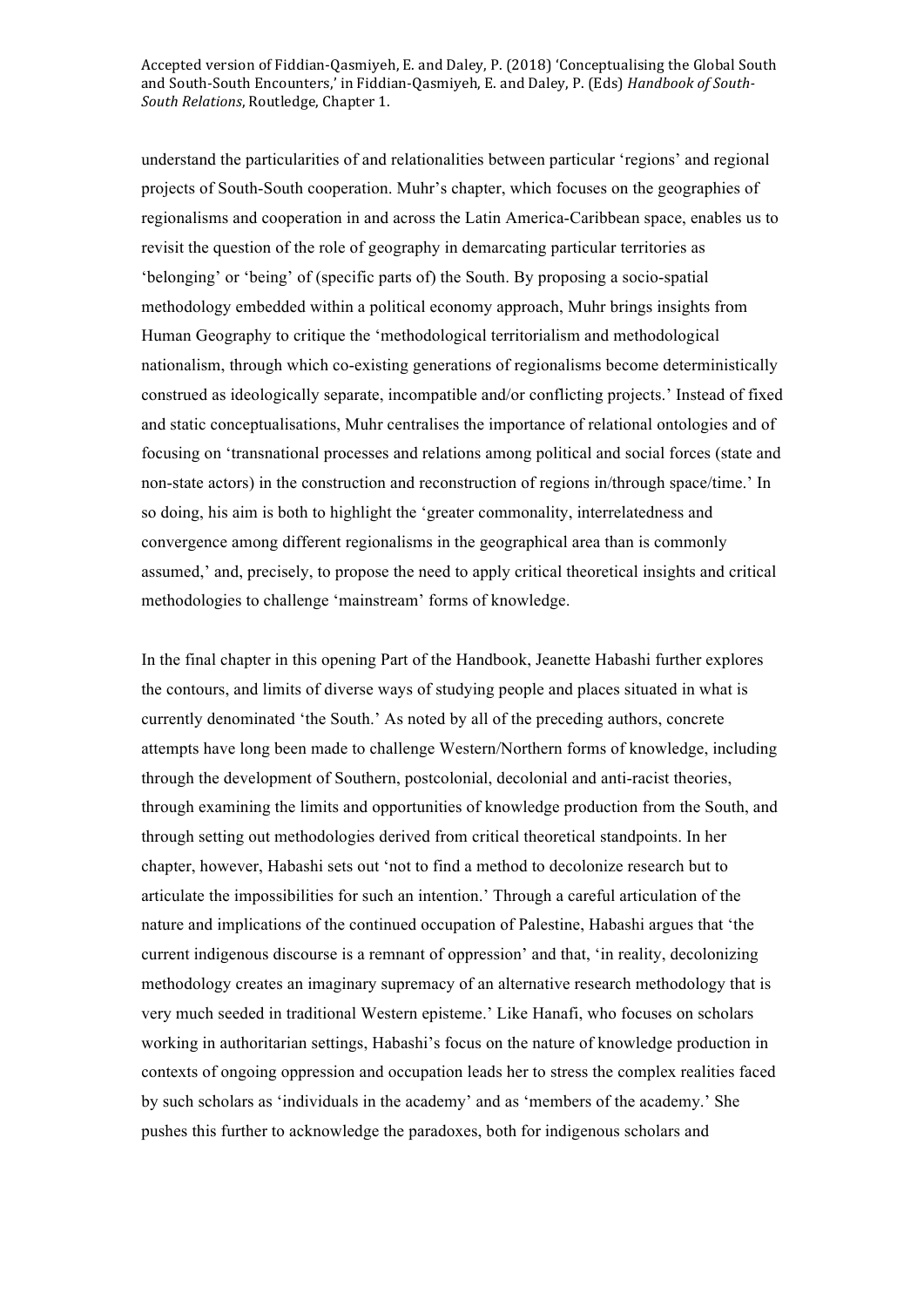understand the particularities of and relationalities between particular 'regions' and regional projects of South-South cooperation. Muhr's chapter, which focuses on the geographies of regionalisms and cooperation in and across the Latin America-Caribbean space, enables us to revisit the question of the role of geography in demarcating particular territories as 'belonging' or 'being' of (specific parts of) the South. By proposing a socio-spatial methodology embedded within a political economy approach, Muhr brings insights from Human Geography to critique the 'methodological territorialism and methodological nationalism, through which co-existing generations of regionalisms become deterministically construed as ideologically separate, incompatible and/or conflicting projects.' Instead of fixed and static conceptualisations, Muhr centralises the importance of relational ontologies and of focusing on 'transnational processes and relations among political and social forces (state and non-state actors) in the construction and reconstruction of regions in/through space/time.' In so doing, his aim is both to highlight the 'greater commonality, interrelatedness and convergence among different regionalisms in the geographical area than is commonly assumed,' and, precisely, to propose the need to apply critical theoretical insights and critical methodologies to challenge 'mainstream' forms of knowledge.

In the final chapter in this opening Part of the Handbook, Jeanette Habashi further explores the contours, and limits of diverse ways of studying people and places situated in what is currently denominated 'the South.' As noted by all of the preceding authors, concrete attempts have long been made to challenge Western/Northern forms of knowledge, including through the development of Southern, postcolonial, decolonial and anti-racist theories, through examining the limits and opportunities of knowledge production from the South, and through setting out methodologies derived from critical theoretical standpoints. In her chapter, however, Habashi sets out 'not to find a method to decolonize research but to articulate the impossibilities for such an intention.' Through a careful articulation of the nature and implications of the continued occupation of Palestine, Habashi argues that 'the current indigenous discourse is a remnant of oppression' and that, 'in reality, decolonizing methodology creates an imaginary supremacy of an alternative research methodology that is very much seeded in traditional Western episteme.' Like Hanafi, who focuses on scholars working in authoritarian settings, Habashi's focus on the nature of knowledge production in contexts of ongoing oppression and occupation leads her to stress the complex realities faced by such scholars as 'individuals in the academy' and as 'members of the academy.' She pushes this further to acknowledge the paradoxes, both for indigenous scholars and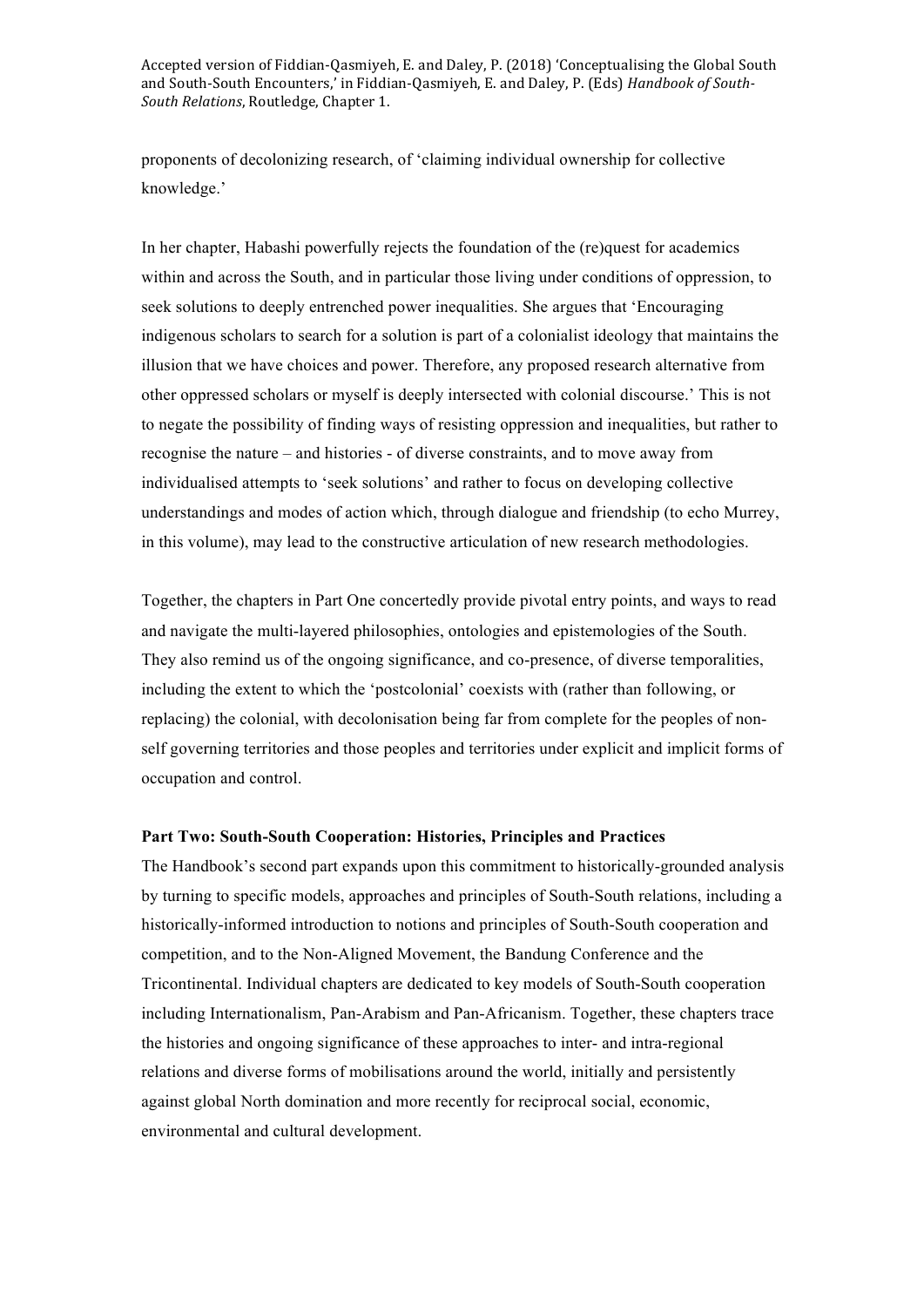proponents of decolonizing research, of 'claiming individual ownership for collective knowledge.'

In her chapter, Habashi powerfully rejects the foundation of the (re)quest for academics within and across the South, and in particular those living under conditions of oppression, to seek solutions to deeply entrenched power inequalities. She argues that 'Encouraging indigenous scholars to search for a solution is part of a colonialist ideology that maintains the illusion that we have choices and power. Therefore, any proposed research alternative from other oppressed scholars or myself is deeply intersected with colonial discourse.' This is not to negate the possibility of finding ways of resisting oppression and inequalities, but rather to recognise the nature – and histories - of diverse constraints, and to move away from individualised attempts to 'seek solutions' and rather to focus on developing collective understandings and modes of action which, through dialogue and friendship (to echo Murrey, in this volume), may lead to the constructive articulation of new research methodologies.

Together, the chapters in Part One concertedly provide pivotal entry points, and ways to read and navigate the multi-layered philosophies, ontologies and epistemologies of the South. They also remind us of the ongoing significance, and co-presence, of diverse temporalities, including the extent to which the 'postcolonial' coexists with (rather than following, or replacing) the colonial, with decolonisation being far from complete for the peoples of non-self governing territories and those peoples and territories under explicit and implicit forms of occupation and control.

**Part Two: South-South Cooperation: Histories, Principles and Practices**

The Handbook's second part expands upon this commitment to historically-grounded analysis by turning to specific models, approaches and principles of South-South relations, including a historically-informed introduction to notions and principles of South-South cooperation and competition, and to the Non-Aligned Movement, the Bandung Conference and the Tricontinental. Individual chapters are dedicated to key models of South-South cooperation including Internationalism, Pan-Arabism and Pan-Africanism. Together, these chapters trace the histories and ongoing significance of these approaches to inter- and intra-regional relations and diverse forms of mobilisations around the world, initially and persistently against global North domination and more recently for reciprocal social, economic, environmental and cultural development.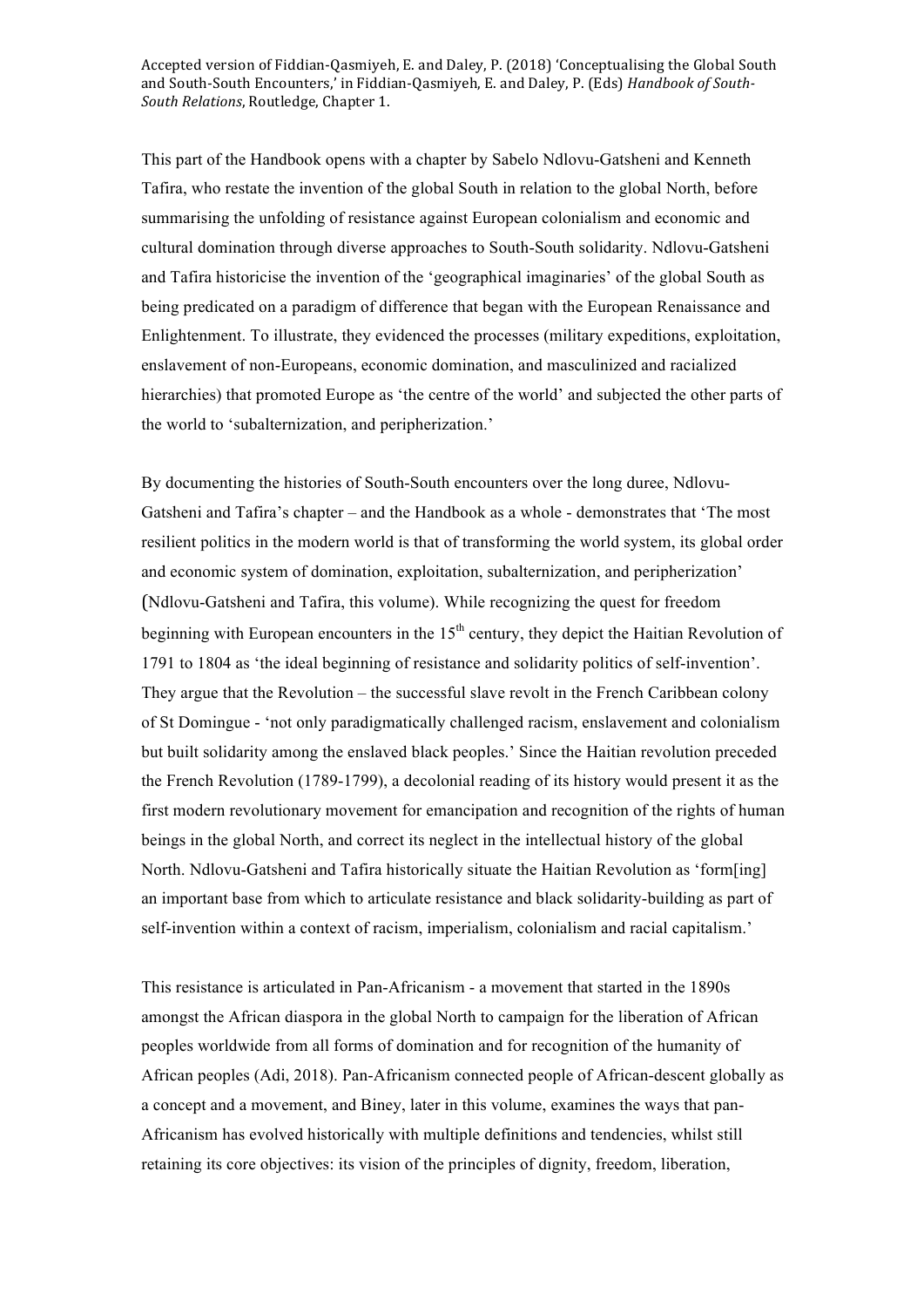This part of the Handbook opens with a chapter by Sabelo Ndlovu-Gatsheni and Kenneth Tafira, who restate the invention of the global South in relation to the global North, before summarising the unfolding of resistance against European colonialism and economic and cultural domination through diverse approaches to South-South solidarity. Ndlovu-Gatsheni and Tafira historicise the invention of the 'geographical imaginaries' of the global South as being predicated on a paradigm of difference that began with the European Renaissance and Enlightenment. To illustrate, they evidenced the processes (military expeditions, exploitation, enslavement of non-Europeans, economic domination, and masculinized and racialized hierarchies) that promoted Europe as 'the centre of the world' and subjected the other parts of the world to 'subalternization, and peripherization.'

By documenting the histories of South-South encounters over the long duree, Ndlovu-Gatsheni and Tafira's chapter – and the Handbook as a whole - demonstrates that 'The most resilient politics in the modern world is that of transforming the world system, its global order and economic system of domination, exploitation, subalternization, and peripherization' (Ndlovu-Gatsheni and Tafira, this volume). While recognizing the quest for freedom beginning with European encounters in the 15th century, they depict the Haitian Revolution of 1791 to 1804 as 'the ideal beginning of resistance and solidarity politics of self-invention'. They argue that the Revolution – the successful slave revolt in the French Caribbean colony of St Domingue - 'not only paradigmatically challenged racism, enslavement and colonialism but built solidarity among the enslaved black peoples.' Since the Haitian revolution preceded the French Revolution (1789-1799), a decolonial reading of its history would present it as the first modern revolutionary movement for emancipation and recognition of the rights of human beings in the global North, and correct its neglect in the intellectual history of the global North. Ndlovu-Gatsheni and Tafira historically situate the Haitian Revolution as 'form[ing] an important base from which to articulate resistance and black solidarity-building as part of self-invention within a context of racism, imperialism, colonialism and racial capitalism.'

This resistance is articulated in Pan-Africanism - a movement that started in the 1890s amongst the African diaspora in the global North to campaign for the liberation of African peoples worldwide from all forms of domination and for recognition of the humanity of African peoples (Adi, 2018). Pan-Africanism connected people of African-descent globally as a concept and a movement, and Biney, later in this volume, examines the ways that pan-Africanism has evolved historically with multiple definitions and tendencies, whilst still retaining its core objectives: its vision of the principles of dignity, freedom, liberation,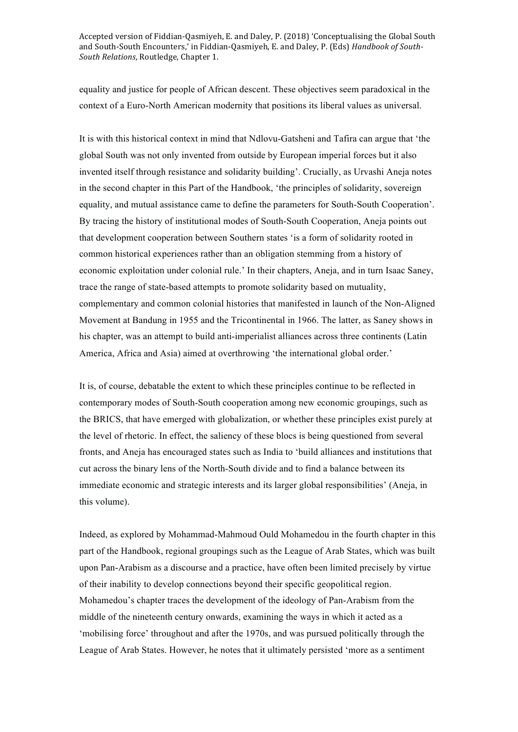equality and justice for people of African descent. These objectives seem paradoxical in the context of a Euro-North American modernity that positions its liberal values as universal.

It is with this historical context in mind that Ndlovu-Gatsheni and Tafira can argue that 'the global South was not only invented from outside by European imperial forces but it also invented itself through resistance and solidarity building'. Crucially, as Urvashi Aneja notes in the second chapter in this Part of the Handbook, 'the principles of solidarity, sovereign equality, and mutual assistance came to define the parameters for South-South Cooperation'. By tracing the history of institutional modes of South-South Cooperation, Aneja points out that development cooperation between Southern states 'is a form of solidarity rooted in common historical experiences rather than an obligation stemming from a history of economic exploitation under colonial rule.' In their chapters, Aneja, and in turn Isaac Saney, trace the range of state-based attempts to promote solidarity based on mutuality, complementary and common colonial histories that manifested in launch of the Non-Aligned Movement at Bandung in 1955 and the Tricontinental in 1966. The latter, as Saney shows in his chapter, was an attempt to build anti-imperialist alliances across three continents (Latin America, Africa and Asia) aimed at overthrowing 'the international global order.'

It is, of course, debatable the extent to which these principles continue to be reflected in contemporary modes of South-South cooperation among new economic groupings, such as the BRICS, that have emerged with globalization, or whether these principles exist purely at the level of rhetoric. In effect, the saliency of these blocs is being questioned from several fronts, and Aneja has encouraged states such as India to 'build alliances and institutions that cut across the binary lens of the North-South divide and to find a balance between its immediate economic and strategic interests and its larger global responsibilities' (Aneja, in this volume).

Indeed, as explored by Mohammad-Mahmoud Ould Mohamedou in the fourth chapter in this part of the Handbook, regional groupings such as the League of Arab States, which was built upon Pan-Arabism as a discourse and a practice, have often been limited precisely by virtue of their inability to develop connections beyond their specific geopolitical region. Mohamedou's chapter traces the development of the ideology of Pan-Arabism from the middle of the nineteenth century onwards, examining the ways in which it acted as a 'mobilising force' throughout and after the 1970s, and was pursued politically through the League of Arab States. However, he notes that it ultimately persisted 'more as a sentiment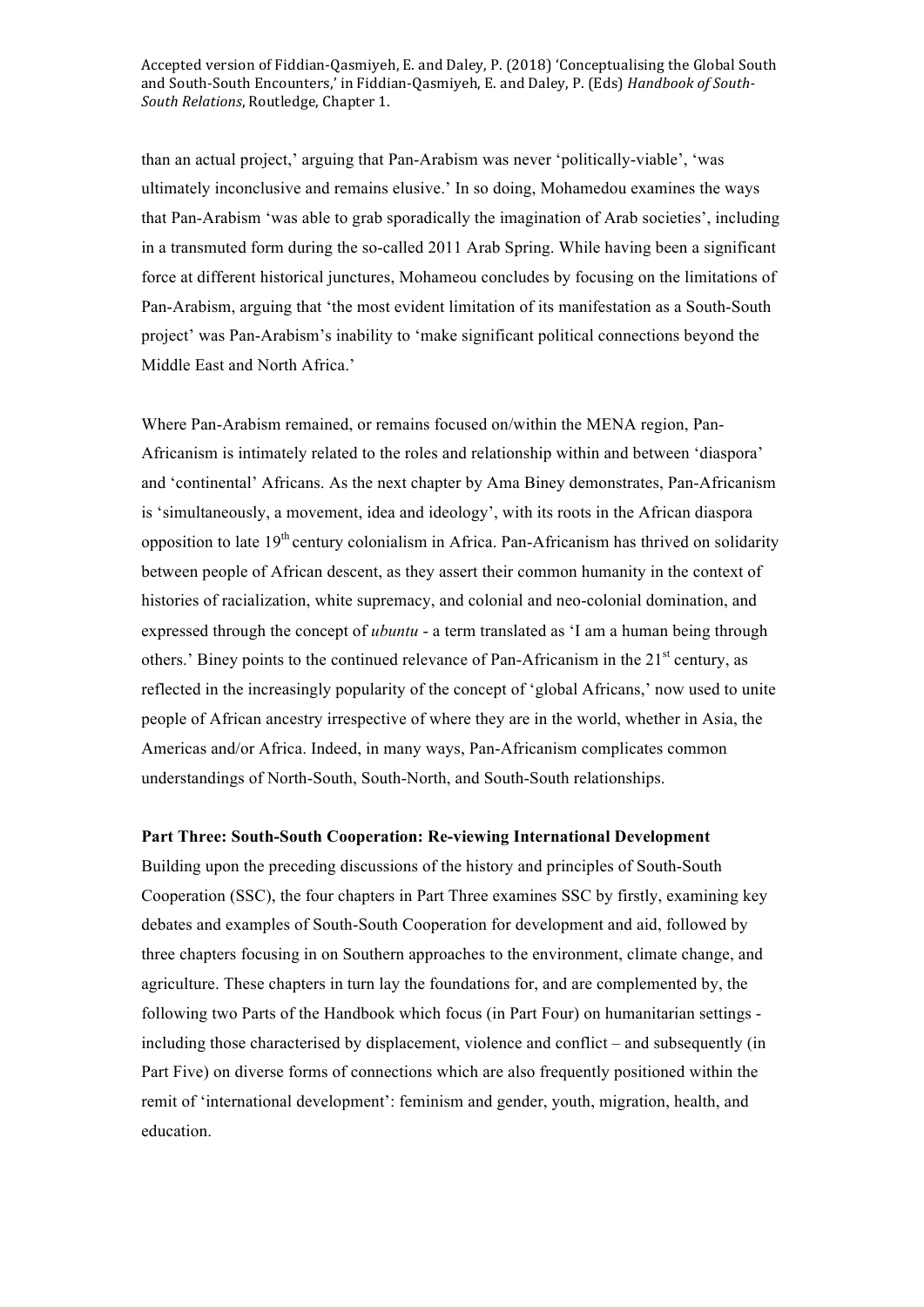than an actual project,' arguing that Pan-Arabism was never 'politically-viable', 'was ultimately inconclusive and remains elusive.' In so doing, Mohamedou examines the ways that Pan-Arabism 'was able to grab sporadically the imagination of Arab societies', including in a transmuted form during the so-called 2011 Arab Spring. While having been a significant force at different historical junctures, Mohameou concludes by focusing on the limitations of Pan-Arabism, arguing that 'the most evident limitation of its manifestation as a South-South project' was Pan-Arabism's inability to 'make significant political connections beyond the Middle East and North Africa.'

Where Pan-Arabism remained, or remains focused on/within the MENA region, Pan-Africanism is intimately related to the roles and relationship within and between 'diaspora' and 'continental' Africans. As the next chapter by Ama Biney demonstrates, Pan-Africanism is 'simultaneously, a movement, idea and ideology', with its roots in the African diaspora opposition to late 19th century colonialism in Africa. Pan-Africanism has thrived on solidarity between people of African descent, as they assert their common humanity in the context of histories of racialization, white supremacy, and colonial and neo-colonial domination, and expressed through the concept of *ubuntu* - a term translated as 'I am a human being through others.' Biney points to the continued relevance of Pan-Africanism in the 21st century, as reflected in the increasingly popularity of the concept of 'global Africans,' now used to unite people of African ancestry irrespective of where they are in the world, whether in Asia, the Americas and/or Africa. Indeed, in many ways, Pan-Africanism complicates common understandings of North-South, South-North, and South-South relationships.

**Part Three: South-South Cooperation: Re-viewing International Development**

Building upon the preceding discussions of the history and principles of South-South Cooperation (SSC), the four chapters in Part Three examines SSC by firstly, examining key debates and examples of South-South Cooperation for development and aid, followed by three chapters focusing in on Southern approaches to the environment, climate change, and agriculture. These chapters in turn lay the foundations for, and are complemented by, the following two Parts of the Handbook which focus (in Part Four) on humanitarian settings - including those characterised by displacement, violence and conflict – and subsequently (in Part Five) on diverse forms of connections which are also frequently positioned within the remit of 'international development': feminism and gender, youth, migration, health, and education.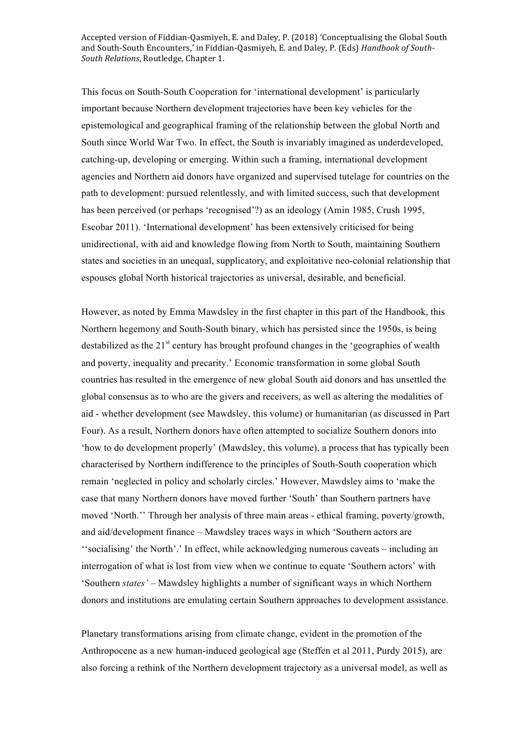This focus on South-South Cooperation for 'international development' is particularly important because Northern development trajectories have been key vehicles for the epistemological and geographical framing of the relationship between the global North and South since World War Two. In effect, the South is invariably imagined as underdeveloped, catching-up, developing or emerging. Within such a framing, international development agencies and Northern aid donors have organized and supervised tutelage for countries on the path to development: pursued relentlessly, and with limited success, such that development has been perceived (or perhaps 'recognised'?) as an ideology (Amin 1985, Crush 1995, Escobar 2011). 'International development' has been extensively criticised for being unidirectional, with aid and knowledge flowing from North to South, maintaining Southern states and societies in an unequal, supplicatory, and exploitative neo-colonial relationship that espouses global North historical trajectories as universal, desirable, and beneficial.

However, as noted by Emma Mawdsley in the first chapter in this part of the Handbook, this Northern hegemony and South-South binary, which has persisted since the 1950s, is being destabilized as the 21st century has brought profound changes in the 'geographies of wealth and poverty, inequality and precarity.' Economic transformation in some global South countries has resulted in the emergence of new global South aid donors and has unsettled the global consensus as to who are the givers and receivers, as well as altering the modalities of aid - whether development (see Mawdsley, this volume) or humanitarian (as discussed in Part Four). As a result, Northern donors have often attempted to socialize Southern donors into 'how to do development properly' (Mawdsley, this volume), a process that has typically been characterised by Northern indifference to the principles of South-South cooperation which remain 'neglected in policy and scholarly circles.' However, Mawdsley aims to 'make the case that many Northern donors have moved further 'South' than Southern partners have moved 'North.'' Through her analysis of three main areas - ethical framing, poverty/growth, and aid/development finance – Mawdsley traces ways in which 'Southern actors are ''socialising' the North'.' In effect, while acknowledging numerous caveats – including an interrogation of what is lost from view when we continue to equate 'Southern actors' with 'Southern *states'* – Mawdsley highlights a number of significant ways in which Northern donors and institutions are emulating certain Southern approaches to development assistance.

Planetary transformations arising from climate change, evident in the promotion of the Anthropocene as a new human-induced geological age (Steffen et al 2011, Purdy 2015), are also forcing a rethink of the Northern development trajectory as a universal model, as well as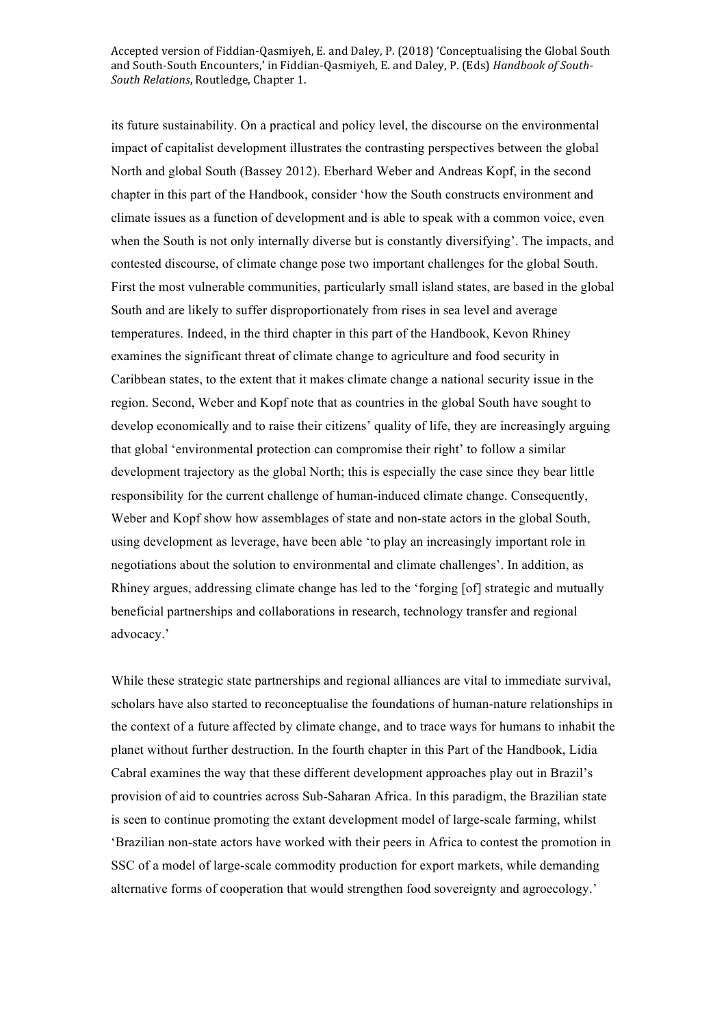its future sustainability. On a practical and policy level, the discourse on the environmental impact of capitalist development illustrates the contrasting perspectives between the global North and global South (Bassey 2012). Eberhard Weber and Andreas Kopf, in the second chapter in this part of the Handbook, consider 'how the South constructs environment and climate issues as a function of development and is able to speak with a common voice, even when the South is not only internally diverse but is constantly diversifying'. The impacts, and contested discourse, of climate change pose two important challenges for the global South. First the most vulnerable communities, particularly small island states, are based in the global South and are likely to suffer disproportionately from rises in sea level and average temperatures. Indeed, in the third chapter in this part of the Handbook, Kevon Rhiney examines the significant threat of climate change to agriculture and food security in Caribbean states, to the extent that it makes climate change a national security issue in the region. Second, Weber and Kopf note that as countries in the global South have sought to develop economically and to raise their citizens' quality of life, they are increasingly arguing that global 'environmental protection can compromise their right' to follow a similar development trajectory as the global North; this is especially the case since they bear little responsibility for the current challenge of human-induced climate change. Consequently, Weber and Kopf show how assemblages of state and non-state actors in the global South, using development as leverage, have been able 'to play an increasingly important role in negotiations about the solution to environmental and climate challenges'. In addition, as Rhiney argues, addressing climate change has led to the 'forging [of] strategic and mutually beneficial partnerships and collaborations in research, technology transfer and regional advocacy.'

While these strategic state partnerships and regional alliances are vital to immediate survival, scholars have also started to reconceptualise the foundations of human-nature relationships in the context of a future affected by climate change, and to trace ways for humans to inhabit the planet without further destruction. In the fourth chapter in this Part of the Handbook, Lidia Cabral examines the way that these different development approaches play out in Brazil's provision of aid to countries across Sub-Saharan Africa. In this paradigm, the Brazilian state is seen to continue promoting the extant development model of large-scale farming, whilst 'Brazilian non-state actors have worked with their peers in Africa to contest the promotion in SSC of a model of large-scale commodity production for export markets, while demanding alternative forms of cooperation that would strengthen food sovereignty and agroecology.'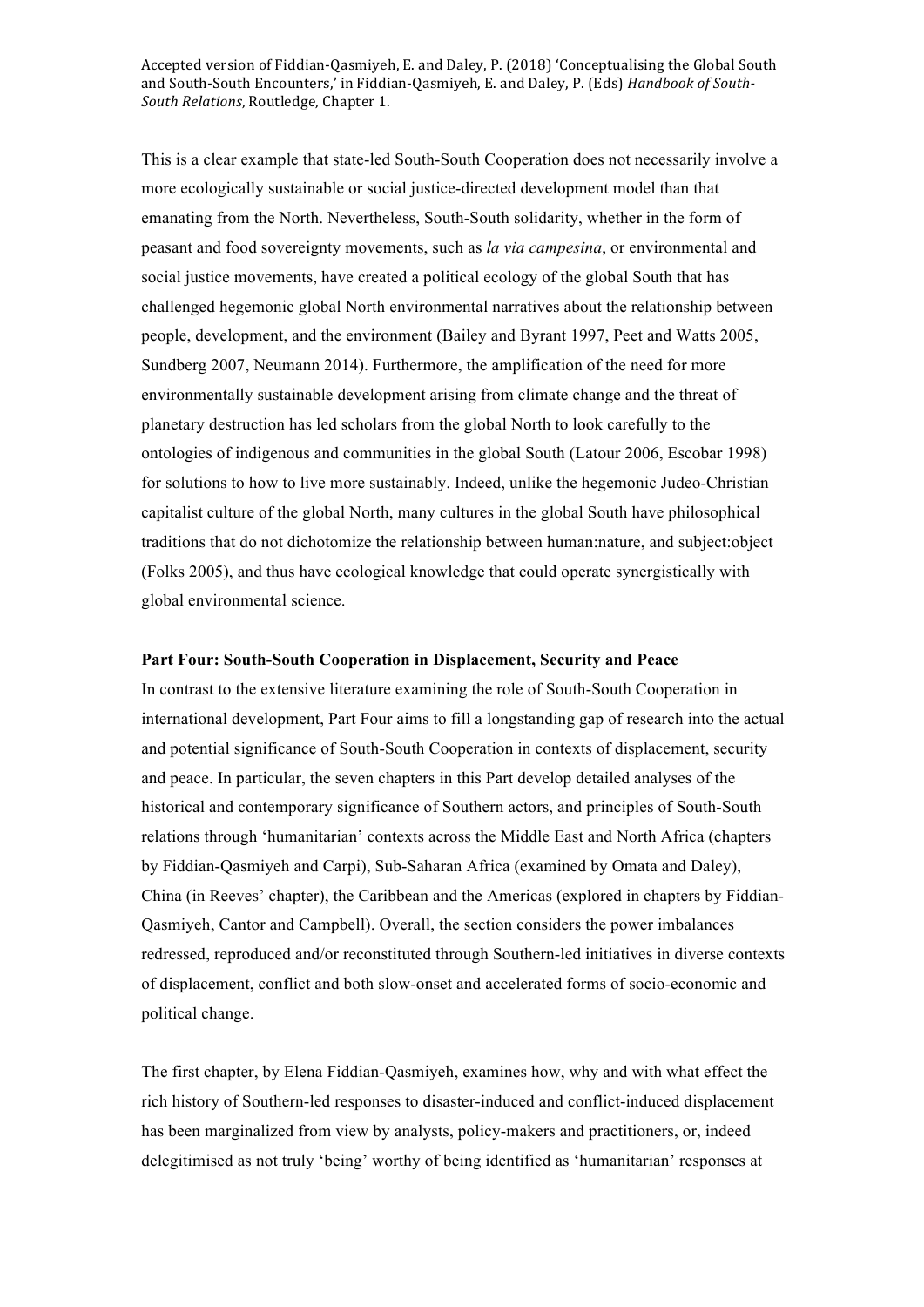This is a clear example that state-led South-South Cooperation does not necessarily involve a more ecologically sustainable or social justice-directed development model than that emanating from the North. Nevertheless, South-South solidarity, whether in the form of peasant and food sovereignty movements, such as *la via campesina*, or environmental and social justice movements, have created a political ecology of the global South that has challenged hegemonic global North environmental narratives about the relationship between people, development, and the environment (Bailey and Byrant 1997, Peet and Watts 2005, Sundberg 2007, Neumann 2014). Furthermore, the amplification of the need for more environmentally sustainable development arising from climate change and the threat of planetary destruction has led scholars from the global North to look carefully to the ontologies of indigenous and communities in the global South (Latour 2006, Escobar 1998) for solutions to how to live more sustainably. Indeed, unlike the hegemonic Judeo-Christian capitalist culture of the global North, many cultures in the global South have philosophical traditions that do not dichotomize the relationship between human:nature, and subject:object (Folks 2005), and thus have ecological knowledge that could operate synergistically with global environmental science.

**Part Four: South-South Cooperation in Displacement, Security and Peace**

In contrast to the extensive literature examining the role of South-South Cooperation in international development, Part Four aims to fill a longstanding gap of research into the actual and potential significance of South-South Cooperation in contexts of displacement, security and peace. In particular, the seven chapters in this Part develop detailed analyses of the historical and contemporary significance of Southern actors, and principles of South-South relations through 'humanitarian' contexts across the Middle East and North Africa (chapters by Fiddian-Qasmiyeh and Carpi), Sub-Saharan Africa (examined by Omata and Daley), China (in Reeves' chapter), the Caribbean and the Americas (explored in chapters by Fiddian-Qasmiyeh, Cantor and Campbell). Overall, the section considers the power imbalances redressed, reproduced and/or reconstituted through Southern-led initiatives in diverse contexts of displacement, conflict and both slow-onset and accelerated forms of socio-economic and political change.

The first chapter, by Elena Fiddian-Qasmiyeh, examines how, why and with what effect the rich history of Southern-led responses to disaster-induced and conflict-induced displacement has been marginalized from view by analysts, policy-makers and practitioners, or, indeed delegitimised as not truly 'being' worthy of being identified as 'humanitarian' responses at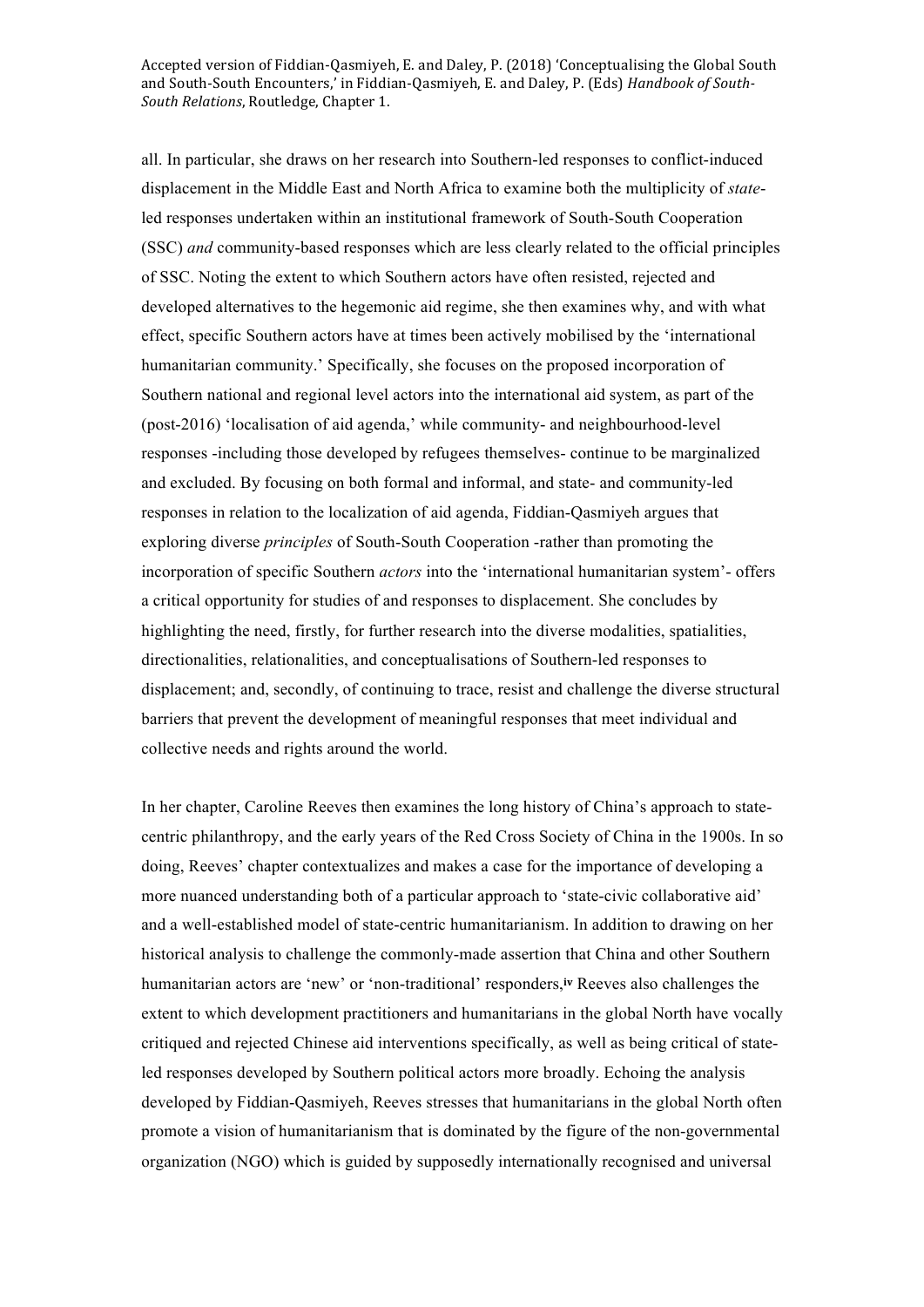all. In particular, she draws on her research into Southern-led responses to conflict-induced displacement in the Middle East and North Africa to examine both the multiplicity of *state*-led responses undertaken within an institutional framework of South-South Cooperation (SSC) *and* community-based responses which are less clearly related to the official principles of SSC. Noting the extent to which Southern actors have often resisted, rejected and developed alternatives to the hegemonic aid regime, she then examines why, and with what effect, specific Southern actors have at times been actively mobilised by the 'international humanitarian community.' Specifically, she focuses on the proposed incorporation of Southern national and regional level actors into the international aid system, as part of the (post-2016) 'localisation of aid agenda,' while community- and neighbourhood-level responses -including those developed by refugees themselves- continue to be marginalized and excluded. By focusing on both formal and informal, and state- and community-led responses in relation to the localization of aid agenda, Fiddian-Qasmiyeh argues that exploring diverse *principles* of South-South Cooperation -rather than promoting the incorporation of specific Southern *actors* into the 'international humanitarian system'- offers a critical opportunity for studies of and responses to displacement. She concludes by highlighting the need, firstly, for further research into the diverse modalities, spatialities, directionalities, relationalities, and conceptualisations of Southern-led responses to displacement; and, secondly, of continuing to trace, resist and challenge the diverse structural barriers that prevent the development of meaningful responses that meet individual and collective needs and rights around the world.

In her chapter, Caroline Reeves then examines the long history of China's approach to state-centric philanthropy, and the early years of the Red Cross Society of China in the 1900s. In so doing, Reeves' chapter contextualizes and makes a case for the importance of developing a more nuanced understanding both of a particular approach to 'state-civic collaborative aid' and a well-established model of state-centric humanitarianism. In addition to drawing on her historical analysis to challenge the commonly-made assertion that China and other Southern humanitarian actors are 'new' or 'non-traditional' responders,[iv] Reeves also challenges the extent to which development practitioners and humanitarians in the global North have vocally critiqued and rejected Chinese aid interventions specifically, as well as being critical of state-led responses developed by Southern political actors more broadly. Echoing the analysis developed by Fiddian-Qasmiyeh, Reeves stresses that humanitarians in the global North often promote a vision of humanitarianism that is dominated by the figure of the non-governmental organization (NGO) which is guided by supposedly internationally recognised and universal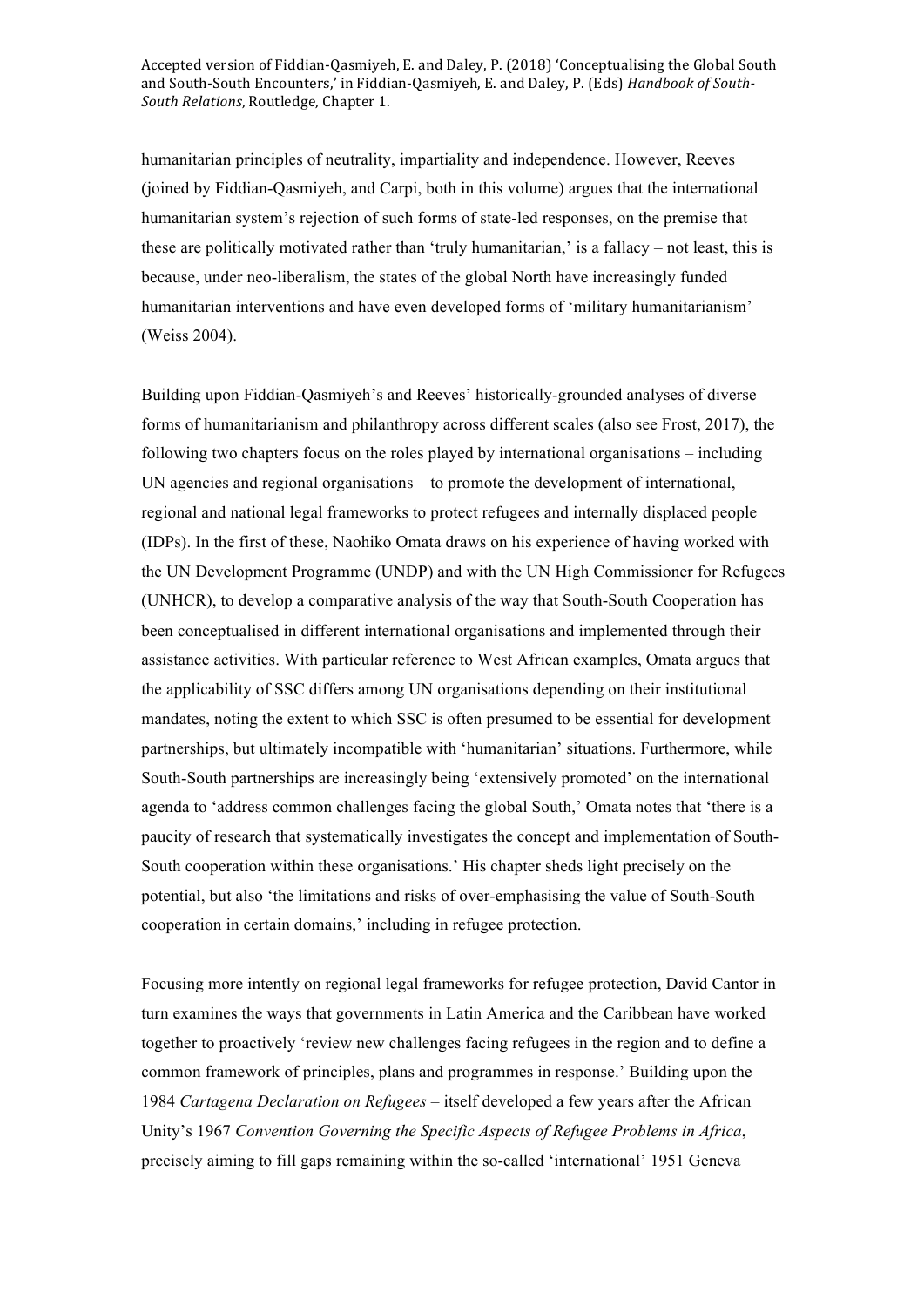humanitarian principles of neutrality, impartiality and independence. However, Reeves (joined by Fiddian-Qasmiyeh, and Carpi, both in this volume) argues that the international humanitarian system's rejection of such forms of state-led responses, on the premise that these are politically motivated rather than 'truly humanitarian,' is a fallacy – not least, this is because, under neo-liberalism, the states of the global North have increasingly funded humanitarian interventions and have even developed forms of 'military humanitarianism' (Weiss 2004).

Building upon Fiddian-Qasmiyeh's and Reeves' historically-grounded analyses of diverse forms of humanitarianism and philanthropy across different scales (also see Frost, 2017), the following two chapters focus on the roles played by international organisations – including UN agencies and regional organisations – to promote the development of international, regional and national legal frameworks to protect refugees and internally displaced people (IDPs). In the first of these, Naohiko Omata draws on his experience of having worked with the UN Development Programme (UNDP) and with the UN High Commissioner for Refugees (UNHCR), to develop a comparative analysis of the way that South-South Cooperation has been conceptualised in different international organisations and implemented through their assistance activities. With particular reference to West African examples, Omata argues that the applicability of SSC differs among UN organisations depending on their institutional mandates, noting the extent to which SSC is often presumed to be essential for development partnerships, but ultimately incompatible with 'humanitarian' situations. Furthermore, while South-South partnerships are increasingly being 'extensively promoted' on the international agenda to 'address common challenges facing the global South,' Omata notes that 'there is a paucity of research that systematically investigates the concept and implementation of South-South cooperation within these organisations.' His chapter sheds light precisely on the potential, but also 'the limitations and risks of over-emphasising the value of South-South cooperation in certain domains,' including in refugee protection.

Focusing more intently on regional legal frameworks for refugee protection, David Cantor in turn examines the ways that governments in Latin America and the Caribbean have worked together to proactively 'review new challenges facing refugees in the region and to define a common framework of principles, plans and programmes in response.' Building upon the 1984 *Cartagena Declaration on Refugees* – itself developed a few years after the African Unity's 1967 *Convention Governing the Specific Aspects of Refugee Problems in Africa*, precisely aiming to fill gaps remaining within the so-called 'international' 1951 Geneva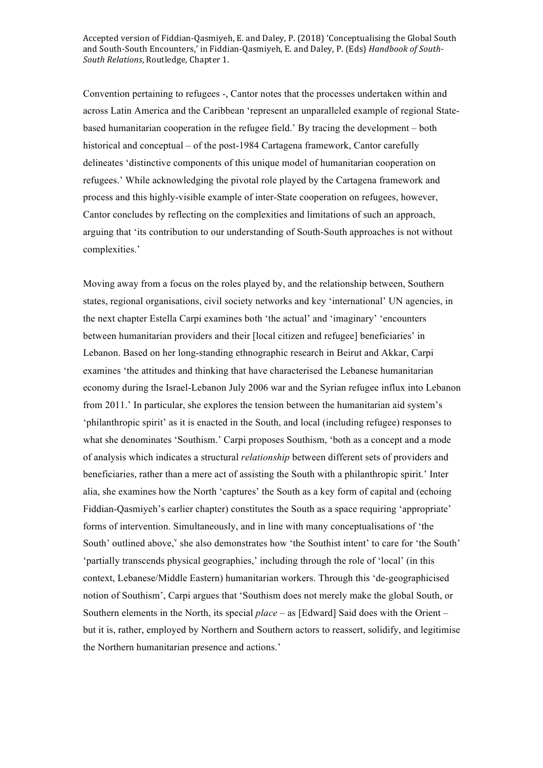Convention pertaining to refugees -, Cantor notes that the processes undertaken within and across Latin America and the Caribbean 'represent an unparalleled example of regional State-based humanitarian cooperation in the refugee field.' By tracing the development – both historical and conceptual – of the post-1984 Cartagena framework, Cantor carefully delineates 'distinctive components of this unique model of humanitarian cooperation on refugees.' While acknowledging the pivotal role played by the Cartagena framework and process and this highly-visible example of inter-State cooperation on refugees, however, Cantor concludes by reflecting on the complexities and limitations of such an approach, arguing that 'its contribution to our understanding of South-South approaches is not without complexities.'

Moving away from a focus on the roles played by, and the relationship between, Southern states, regional organisations, civil society networks and key 'international' UN agencies, in the next chapter Estella Carpi examines both 'the actual' and 'imaginary' 'encounters between humanitarian providers and their [local citizen and refugee] beneficiaries' in Lebanon. Based on her long-standing ethnographic research in Beirut and Akkar, Carpi examines 'the attitudes and thinking that have characterised the Lebanese humanitarian economy during the Israel-Lebanon July 2006 war and the Syrian refugee influx into Lebanon from 2011.' In particular, she explores the tension between the humanitarian aid system's 'philanthropic spirit' as it is enacted in the South, and local (including refugee) responses to what she denominates 'Southism.' Carpi proposes Southism, 'both as a concept and a mode of analysis which indicates a structural *relationship* between different sets of providers and beneficiaries, rather than a mere act of assisting the South with a philanthropic spirit.' Inter alia, she examines how the North 'captures' the South as a key form of capital and (echoing Fiddian-Qasmiyeh's earlier chapter) constitutes the South as a space requiring 'appropriate' forms of intervention. Simultaneously, and in line with many conceptualisations of 'the South' outlined above,[v] she also demonstrates how 'the Southist intent' to care for 'the South' 'partially transcends physical geographies,' including through the role of 'local' (in this context, Lebanese/Middle Eastern) humanitarian workers. Through this 'de-geographicised notion of Southism', Carpi argues that 'Southism does not merely make the global South, or Southern elements in the North, its special *place* – as [Edward] Said does with the Orient – but it is, rather, employed by Northern and Southern actors to reassert, solidify, and legitimise the Northern humanitarian presence and actions.'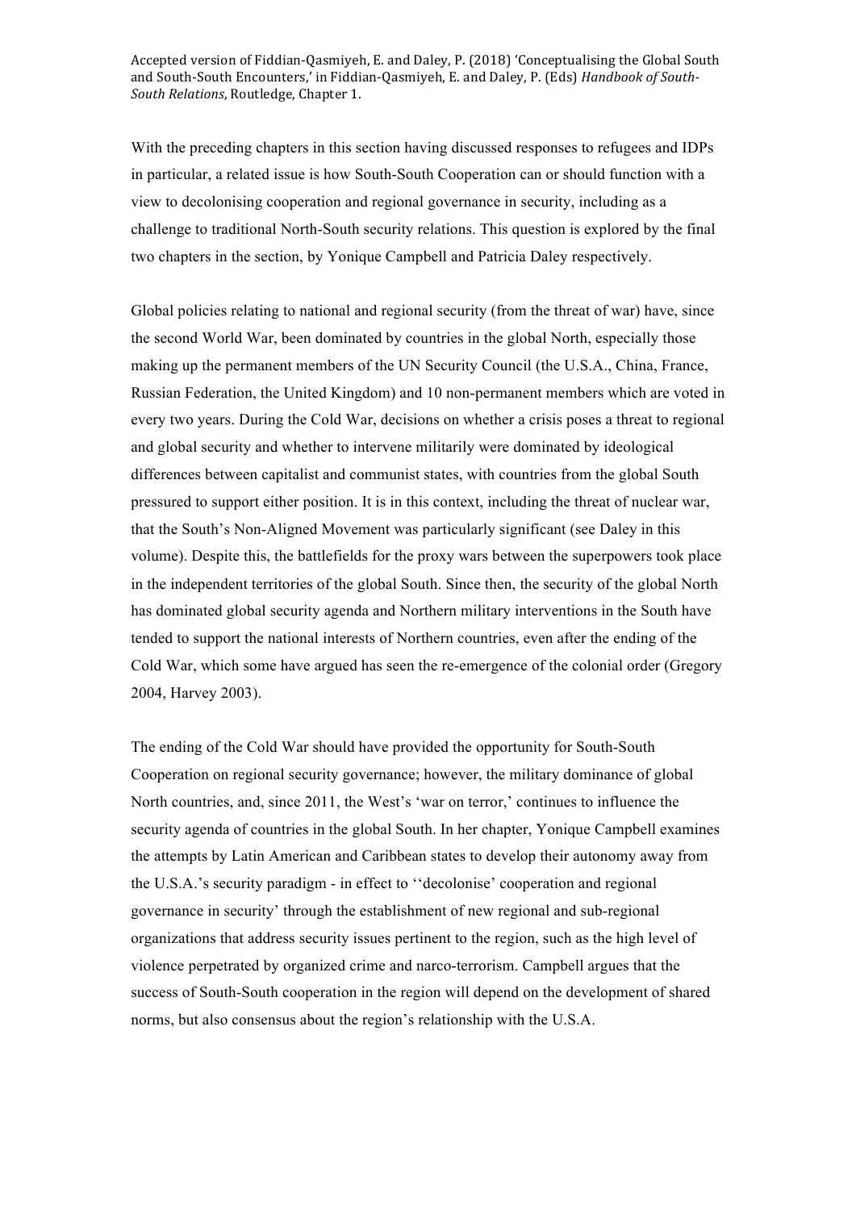With the preceding chapters in this section having discussed responses to refugees and IDPs in particular, a related issue is how South-South Cooperation can or should function with a view to decolonising cooperation and regional governance in security, including as a challenge to traditional North-South security relations. This question is explored by the final two chapters in the section, by Yonique Campbell and Patricia Daley respectively.

Global policies relating to national and regional security (from the threat of war) have, since the second World War, been dominated by countries in the global North, especially those making up the permanent members of the UN Security Council (the U.S.A., China, France, Russian Federation, the United Kingdom) and 10 non-permanent members which are voted in every two years. During the Cold War, decisions on whether a crisis poses a threat to regional and global security and whether to intervene militarily were dominated by ideological differences between capitalist and communist states, with countries from the global South pressured to support either position. It is in this context, including the threat of nuclear war, that the South's Non-Aligned Movement was particularly significant (see Daley in this volume). Despite this, the battlefields for the proxy wars between the superpowers took place in the independent territories of the global South. Since then, the security of the global North has dominated global security agenda and Northern military interventions in the South have tended to support the national interests of Northern countries, even after the ending of the Cold War, which some have argued has seen the re-emergence of the colonial order (Gregory 2004, Harvey 2003).

The ending of the Cold War should have provided the opportunity for South-South Cooperation on regional security governance; however, the military dominance of global North countries, and, since 2011, the West's 'war on terror,' continues to influence the security agenda of countries in the global South. In her chapter, Yonique Campbell examines the attempts by Latin American and Caribbean states to develop their autonomy away from the U.S.A.'s security paradigm - in effect to ''decolonise' cooperation and regional governance in security' through the establishment of new regional and sub-regional organizations that address security issues pertinent to the region, such as the high level of violence perpetrated by organized crime and narco-terrorism. Campbell argues that the success of South-South cooperation in the region will depend on the development of shared norms, but also consensus about the region's relationship with the U.S.A.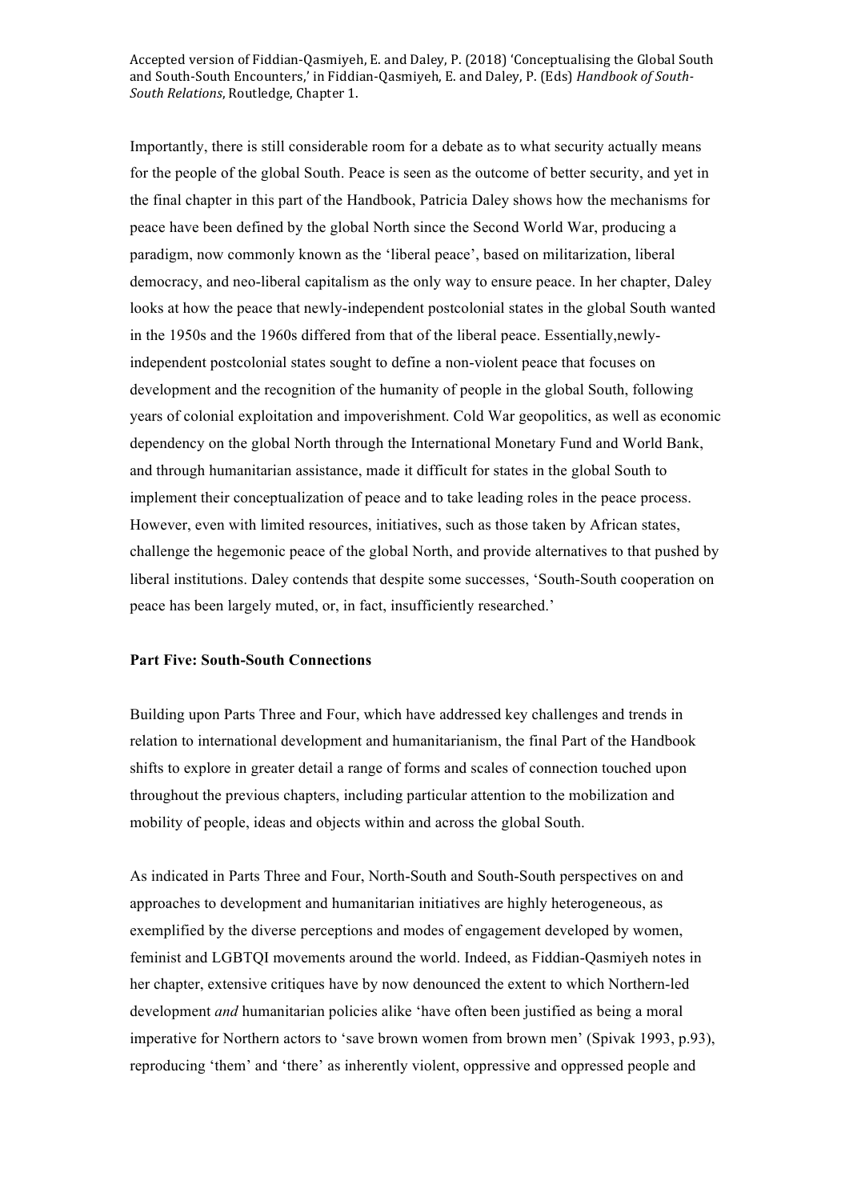Importantly, there is still considerable room for a debate as to what security actually means for the people of the global South. Peace is seen as the outcome of better security, and yet in the final chapter in this part of the Handbook, Patricia Daley shows how the mechanisms for peace have been defined by the global North since the Second World War, producing a paradigm, now commonly known as the 'liberal peace', based on militarization, liberal democracy, and neo-liberal capitalism as the only way to ensure peace. In her chapter, Daley looks at how the peace that newly-independent postcolonial states in the global South wanted in the 1950s and the 1960s differed from that of the liberal peace. Essentially,newly-independent postcolonial states sought to define a non-violent peace that focuses on development and the recognition of the humanity of people in the global South, following years of colonial exploitation and impoverishment. Cold War geopolitics, as well as economic dependency on the global North through the International Monetary Fund and World Bank, and through humanitarian assistance, made it difficult for states in the global South to implement their conceptualization of peace and to take leading roles in the peace process. However, even with limited resources, initiatives, such as those taken by African states, challenge the hegemonic peace of the global North, and provide alternatives to that pushed by liberal institutions. Daley contends that despite some successes, 'South-South cooperation on peace has been largely muted, or, in fact, insufficiently researched.'

**Part Five: South-South Connections**

Building upon Parts Three and Four, which have addressed key challenges and trends in relation to international development and humanitarianism, the final Part of the Handbook shifts to explore in greater detail a range of forms and scales of connection touched upon throughout the previous chapters, including particular attention to the mobilization and mobility of people, ideas and objects within and across the global South.

As indicated in Parts Three and Four, North-South and South-South perspectives on and approaches to development and humanitarian initiatives are highly heterogeneous, as exemplified by the diverse perceptions and modes of engagement developed by women, feminist and LGBTQI movements around the world. Indeed, as Fiddian-Qasmiyeh notes in her chapter, extensive critiques have by now denounced the extent to which Northern-led development *and* humanitarian policies alike 'have often been justified as being a moral imperative for Northern actors to 'save brown women from brown men' (Spivak 1993, p.93), reproducing 'them' and 'there' as inherently violent, oppressive and oppressed people and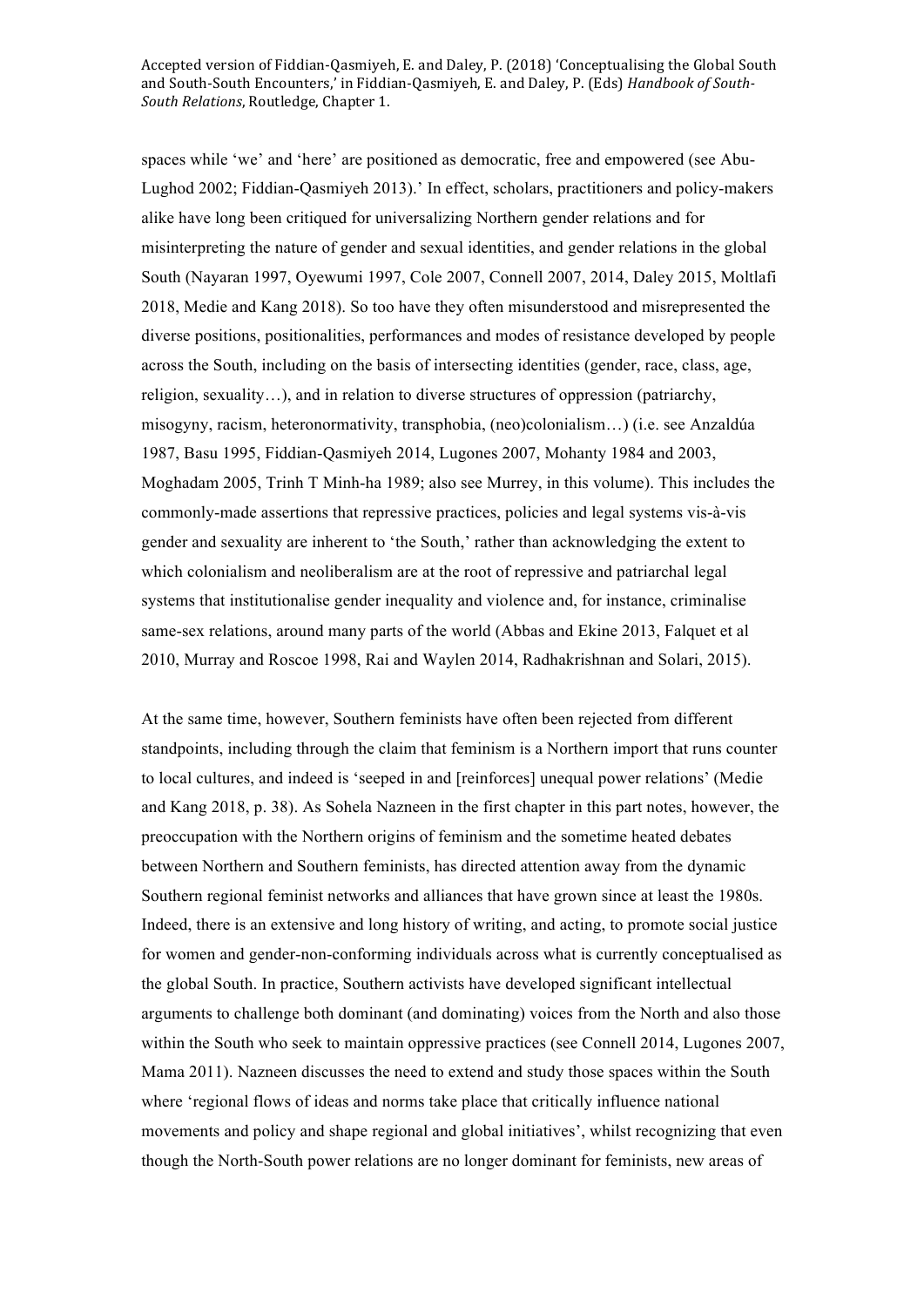spaces while 'we' and 'here' are positioned as democratic, free and empowered (see Abu-Lughod 2002; Fiddian-Qasmiyeh 2013).' In effect, scholars, practitioners and policy-makers alike have long been critiqued for universalizing Northern gender relations and for misinterpreting the nature of gender and sexual identities, and gender relations in the global South (Nayaran 1997, Oyewumi 1997, Cole 2007, Connell 2007, 2014, Daley 2015, Moltlafi 2018, Medie and Kang 2018). So too have they often misunderstood and misrepresented the diverse positions, positionalities, performances and modes of resistance developed by people across the South, including on the basis of intersecting identities (gender, race, class, age, religion, sexuality…), and in relation to diverse structures of oppression (patriarchy, misogyny, racism, heteronormativity, transphobia, (neo)colonialism…) (i.e. see Anzaldúa 1987, Basu 1995, Fiddian-Qasmiyeh 2014, Lugones 2007, Mohanty 1984 and 2003, Moghadam 2005, Trinh T Minh-ha 1989; also see Murrey, in this volume). This includes the commonly-made assertions that repressive practices, policies and legal systems vis-à-vis gender and sexuality are inherent to 'the South,' rather than acknowledging the extent to which colonialism and neoliberalism are at the root of repressive and patriarchal legal systems that institutionalise gender inequality and violence and, for instance, criminalise same-sex relations, around many parts of the world (Abbas and Ekine 2013, Falquet et al 2010, Murray and Roscoe 1998, Rai and Waylen 2014, Radhakrishnan and Solari, 2015).

At the same time, however, Southern feminists have often been rejected from different standpoints, including through the claim that feminism is a Northern import that runs counter to local cultures, and indeed is 'seeped in and [reinforces] unequal power relations' (Medie and Kang 2018, p. 38). As Sohela Nazneen in the first chapter in this part notes, however, the preoccupation with the Northern origins of feminism and the sometime heated debates between Northern and Southern feminists, has directed attention away from the dynamic Southern regional feminist networks and alliances that have grown since at least the 1980s. Indeed, there is an extensive and long history of writing, and acting, to promote social justice for women and gender-non-conforming individuals across what is currently conceptualised as the global South. In practice, Southern activists have developed significant intellectual arguments to challenge both dominant (and dominating) voices from the North and also those within the South who seek to maintain oppressive practices (see Connell 2014, Lugones 2007, Mama 2011). Nazneen discusses the need to extend and study those spaces within the South where 'regional flows of ideas and norms take place that critically influence national movements and policy and shape regional and global initiatives', whilst recognizing that even though the North-South power relations are no longer dominant for feminists, new areas of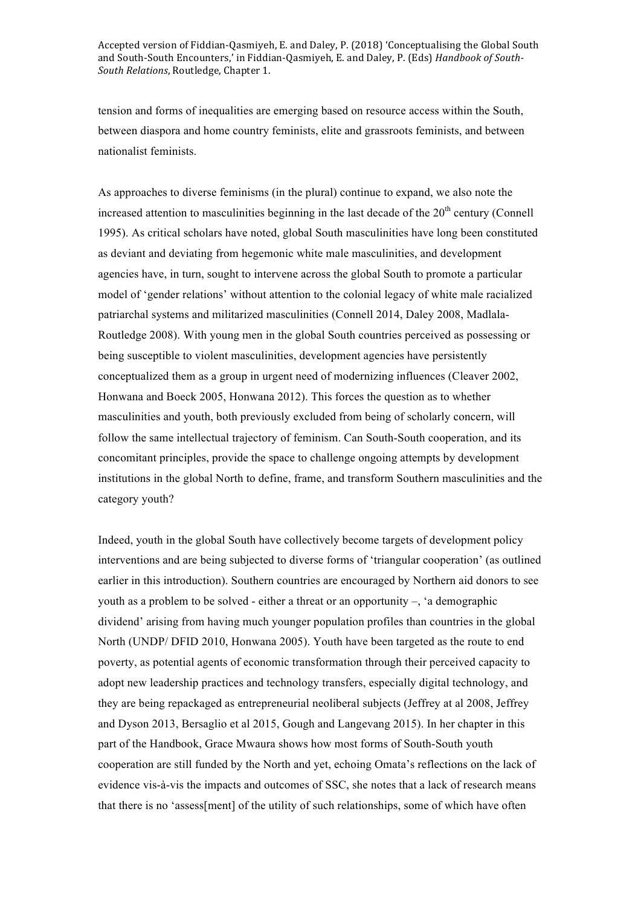tension and forms of inequalities are emerging based on resource access within the South, between diaspora and home country feminists, elite and grassroots feminists, and between nationalist feminists.

As approaches to diverse feminisms (in the plural) continue to expand, we also note the increased attention to masculinities beginning in the last decade of the 20th century (Connell 1995). As critical scholars have noted, global South masculinities have long been constituted as deviant and deviating from hegemonic white male masculinities, and development agencies have, in turn, sought to intervene across the global South to promote a particular model of 'gender relations' without attention to the colonial legacy of white male racialized patriarchal systems and militarized masculinities (Connell 2014, Daley 2008, Madlala-Routledge 2008). With young men in the global South countries perceived as possessing or being susceptible to violent masculinities, development agencies have persistently conceptualized them as a group in urgent need of modernizing influences (Cleaver 2002, Honwana and Boeck 2005, Honwana 2012). This forces the question as to whether masculinities and youth, both previously excluded from being of scholarly concern, will follow the same intellectual trajectory of feminism. Can South-South cooperation, and its concomitant principles, provide the space to challenge ongoing attempts by development institutions in the global North to define, frame, and transform Southern masculinities and the category youth?

Indeed, youth in the global South have collectively become targets of development policy interventions and are being subjected to diverse forms of 'triangular cooperation' (as outlined earlier in this introduction). Southern countries are encouraged by Northern aid donors to see youth as a problem to be solved - either a threat or an opportunity –, 'a demographic dividend' arising from having much younger population profiles than countries in the global North (UNDP/ DFID 2010, Honwana 2005). Youth have been targeted as the route to end poverty, as potential agents of economic transformation through their perceived capacity to adopt new leadership practices and technology transfers, especially digital technology, and they are being repackaged as entrepreneurial neoliberal subjects (Jeffrey at al 2008, Jeffrey and Dyson 2013, Bersaglio et al 2015, Gough and Langevang 2015). In her chapter in this part of the Handbook, Grace Mwaura shows how most forms of South-South youth cooperation are still funded by the North and yet, echoing Omata's reflections on the lack of evidence vis-à-vis the impacts and outcomes of SSC, she notes that a lack of research means that there is no 'assess[ment] of the utility of such relationships, some of which have often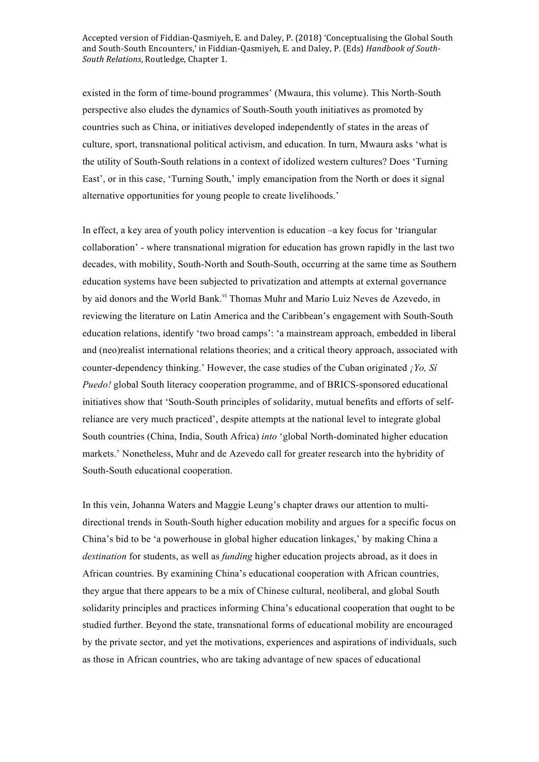existed in the form of time-bound programmes' (Mwaura, this volume). This North-South perspective also eludes the dynamics of South-South youth initiatives as promoted by countries such as China, or initiatives developed independently of states in the areas of culture, sport, transnational political activism, and education. In turn, Mwaura asks 'what is the utility of South-South relations in a context of idolized western cultures? Does 'Turning East', or in this case, 'Turning South,' imply emancipation from the North or does it signal alternative opportunities for young people to create livelihoods.'

In effect, a key area of youth policy intervention is education –a key focus for 'triangular collaboration' - where transnational migration for education has grown rapidly in the last two decades, with mobility, South-North and South-South, occurring at the same time as Southern education systems have been subjected to privatization and attempts at external governance by aid donors and the World Bank.[vi] Thomas Muhr and Mario Luiz Neves de Azevedo, in reviewing the literature on Latin America and the Caribbean's engagement with South-South education relations, identify 'two broad camps': 'a mainstream approach, embedded in liberal and (neo)realist international relations theories; and a critical theory approach, associated with counter-dependency thinking.' However, the case studies of the Cuban originated *¡Yo, Sí Puedo!* global South literacy cooperation programme, and of BRICS-sponsored educational initiatives show that 'South-South principles of solidarity, mutual benefits and efforts of self-reliance are very much practiced', despite attempts at the national level to integrate global South countries (China, India, South Africa) *into* 'global North-dominated higher education markets.' Nonetheless, Muhr and de Azevedo call for greater research into the hybridity of South-South educational cooperation.

In this vein, Johanna Waters and Maggie Leung's chapter draws our attention to multi-directional trends in South-South higher education mobility and argues for a specific focus on China's bid to be 'a powerhouse in global higher education linkages,' by making China a *destination* for students, as well as *funding* higher education projects abroad, as it does in African countries. By examining China's educational cooperation with African countries, they argue that there appears to be a mix of Chinese cultural, neoliberal, and global South solidarity principles and practices informing China's educational cooperation that ought to be studied further. Beyond the state, transnational forms of educational mobility are encouraged by the private sector, and yet the motivations, experiences and aspirations of individuals, such as those in African countries, who are taking advantage of new spaces of educational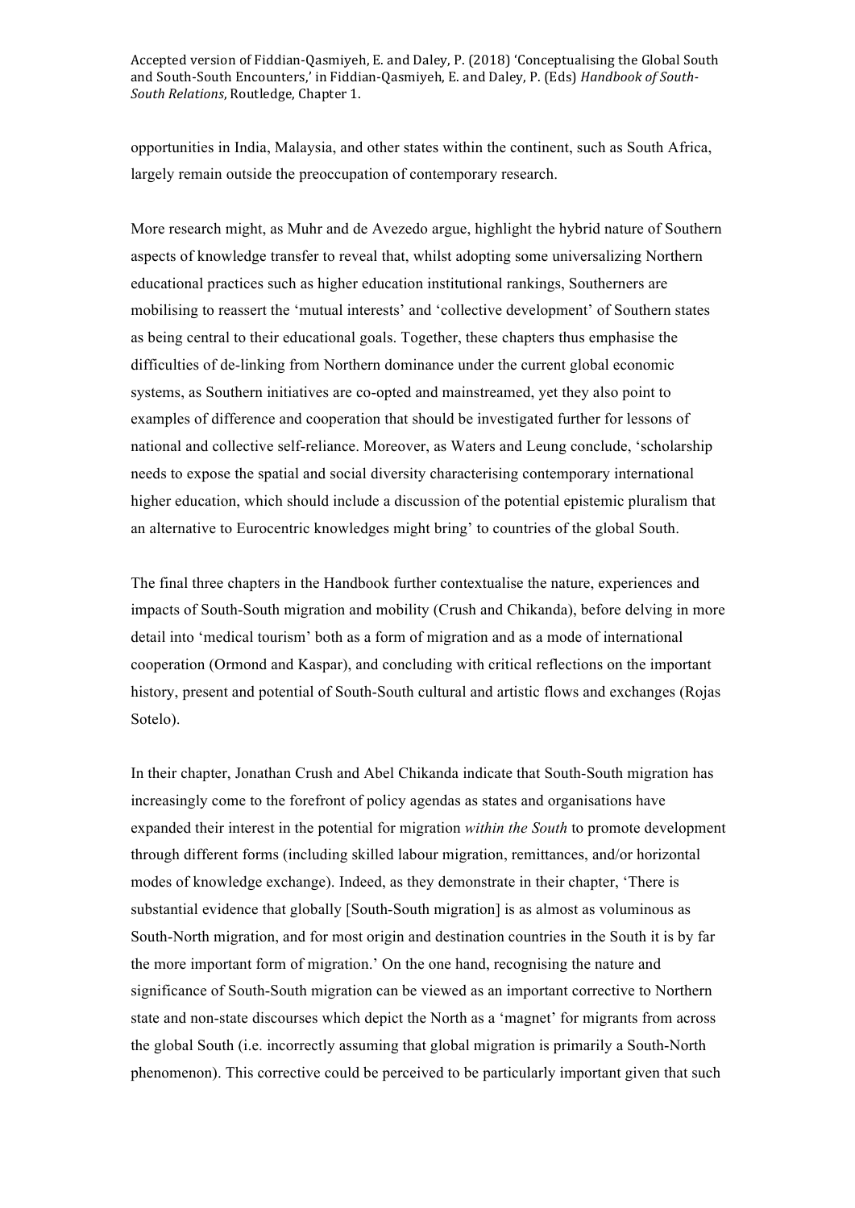opportunities in India, Malaysia, and other states within the continent, such as South Africa, largely remain outside the preoccupation of contemporary research.

More research might, as Muhr and de Avezedo argue, highlight the hybrid nature of Southern aspects of knowledge transfer to reveal that, whilst adopting some universalizing Northern educational practices such as higher education institutional rankings, Southerners are mobilising to reassert the 'mutual interests' and 'collective development' of Southern states as being central to their educational goals. Together, these chapters thus emphasise the difficulties of de-linking from Northern dominance under the current global economic systems, as Southern initiatives are co-opted and mainstreamed, yet they also point to examples of difference and cooperation that should be investigated further for lessons of national and collective self-reliance. Moreover, as Waters and Leung conclude, 'scholarship needs to expose the spatial and social diversity characterising contemporary international higher education, which should include a discussion of the potential epistemic pluralism that an alternative to Eurocentric knowledges might bring' to countries of the global South.

The final three chapters in the Handbook further contextualise the nature, experiences and impacts of South-South migration and mobility (Crush and Chikanda), before delving in more detail into 'medical tourism' both as a form of migration and as a mode of international cooperation (Ormond and Kaspar), and concluding with critical reflections on the important history, present and potential of South-South cultural and artistic flows and exchanges (Rojas Sotelo).

In their chapter, Jonathan Crush and Abel Chikanda indicate that South-South migration has increasingly come to the forefront of policy agendas as states and organisations have expanded their interest in the potential for migration *within the South* to promote development through different forms (including skilled labour migration, remittances, and/or horizontal modes of knowledge exchange). Indeed, as they demonstrate in their chapter, 'There is substantial evidence that globally [South-South migration] is as almost as voluminous as South-North migration, and for most origin and destination countries in the South it is by far the more important form of migration.' On the one hand, recognising the nature and significance of South-South migration can be viewed as an important corrective to Northern state and non-state discourses which depict the North as a 'magnet' for migrants from across the global South (i.e. incorrectly assuming that global migration is primarily a South-North phenomenon). This corrective could be perceived to be particularly important given that such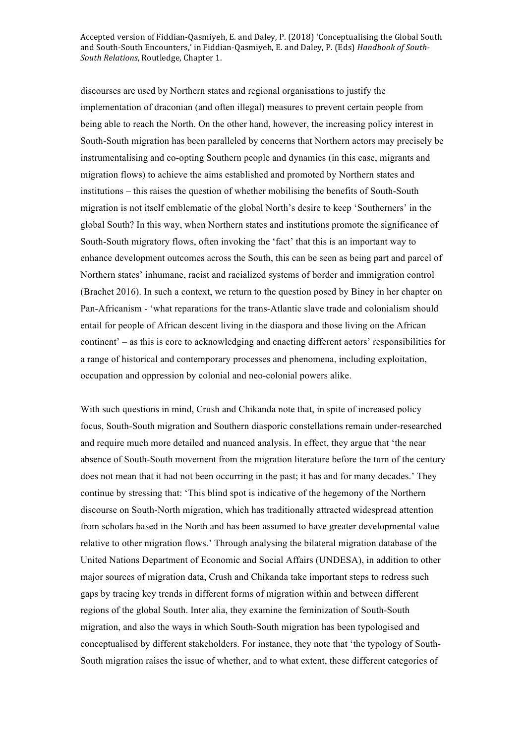discourses are used by Northern states and regional organisations to justify the implementation of draconian (and often illegal) measures to prevent certain people from being able to reach the North. On the other hand, however, the increasing policy interest in South-South migration has been paralleled by concerns that Northern actors may precisely be instrumentalising and co-opting Southern people and dynamics (in this case, migrants and migration flows) to achieve the aims established and promoted by Northern states and institutions – this raises the question of whether mobilising the benefits of South-South migration is not itself emblematic of the global North's desire to keep 'Southerners' in the global South? In this way, when Northern states and institutions promote the significance of South-South migratory flows, often invoking the 'fact' that this is an important way to enhance development outcomes across the South, this can be seen as being part and parcel of Northern states' inhumane, racist and racialized systems of border and immigration control (Brachet 2016). In such a context, we return to the question posed by Biney in her chapter on Pan-Africanism - 'what reparations for the trans-Atlantic slave trade and colonialism should entail for people of African descent living in the diaspora and those living on the African continent' – as this is core to acknowledging and enacting different actors' responsibilities for a range of historical and contemporary processes and phenomena, including exploitation, occupation and oppression by colonial and neo-colonial powers alike.

With such questions in mind, Crush and Chikanda note that, in spite of increased policy focus, South-South migration and Southern diasporic constellations remain under-researched and require much more detailed and nuanced analysis. In effect, they argue that 'the near absence of South-South movement from the migration literature before the turn of the century does not mean that it had not been occurring in the past; it has and for many decades.' They continue by stressing that: 'This blind spot is indicative of the hegemony of the Northern discourse on South-North migration, which has traditionally attracted widespread attention from scholars based in the North and has been assumed to have greater developmental value relative to other migration flows.' Through analysing the bilateral migration database of the United Nations Department of Economic and Social Affairs (UNDESA), in addition to other major sources of migration data, Crush and Chikanda take important steps to redress such gaps by tracing key trends in different forms of migration within and between different regions of the global South. Inter alia, they examine the feminization of South-South migration, and also the ways in which South-South migration has been typologised and conceptualised by different stakeholders. For instance, they note that 'the typology of South-South migration raises the issue of whether, and to what extent, these different categories of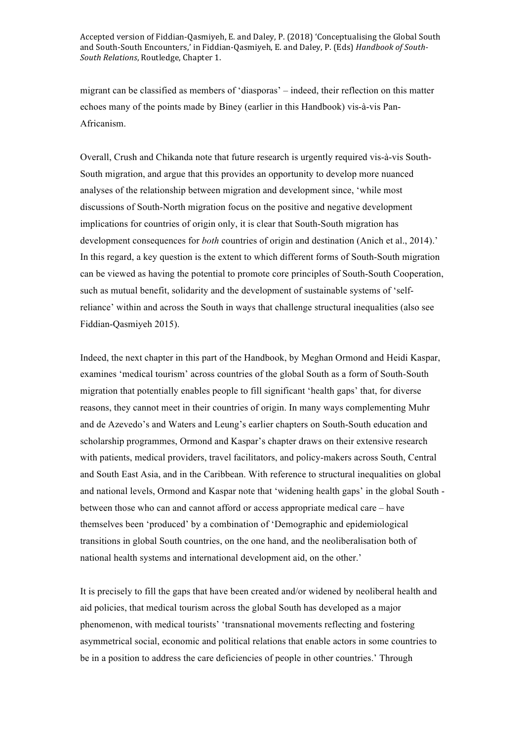migrant can be classified as members of 'diasporas' – indeed, their reflection on this matter echoes many of the points made by Biney (earlier in this Handbook) vis-à-vis Pan-Africanism.

Overall, Crush and Chikanda note that future research is urgently required vis-à-vis South-South migration, and argue that this provides an opportunity to develop more nuanced analyses of the relationship between migration and development since, 'while most discussions of South-North migration focus on the positive and negative development implications for countries of origin only, it is clear that South-South migration has development consequences for *both* countries of origin and destination (Anich et al., 2014).' In this regard, a key question is the extent to which different forms of South-South migration can be viewed as having the potential to promote core principles of South-South Cooperation, such as mutual benefit, solidarity and the development of sustainable systems of 'self-reliance' within and across the South in ways that challenge structural inequalities (also see Fiddian-Qasmiyeh 2015).

Indeed, the next chapter in this part of the Handbook, by Meghan Ormond and Heidi Kaspar, examines 'medical tourism' across countries of the global South as a form of South-South migration that potentially enables people to fill significant 'health gaps' that, for diverse reasons, they cannot meet in their countries of origin. In many ways complementing Muhr and de Azevedo's and Waters and Leung's earlier chapters on South-South education and scholarship programmes, Ormond and Kaspar's chapter draws on their extensive research with patients, medical providers, travel facilitators, and policy-makers across South, Central and South East Asia, and in the Caribbean. With reference to structural inequalities on global and national levels, Ormond and Kaspar note that 'widening health gaps' in the global South - between those who can and cannot afford or access appropriate medical care – have themselves been 'produced' by a combination of 'Demographic and epidemiological transitions in global South countries, on the one hand, and the neoliberalisation both of national health systems and international development aid, on the other.'

It is precisely to fill the gaps that have been created and/or widened by neoliberal health and aid policies, that medical tourism across the global South has developed as a major phenomenon, with medical tourists' 'transnational movements reflecting and fostering asymmetrical social, economic and political relations that enable actors in some countries to be in a position to address the care deficiencies of people in other countries.' Through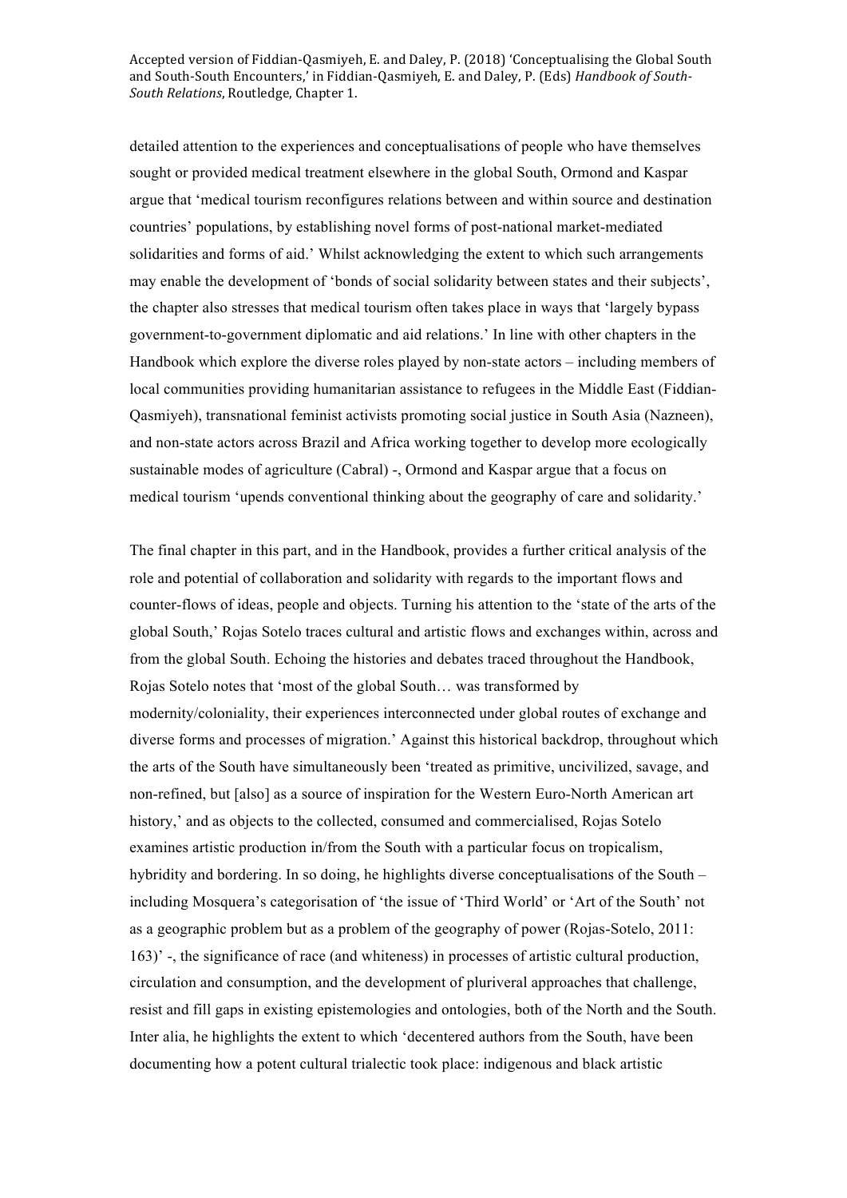detailed attention to the experiences and conceptualisations of people who have themselves sought or provided medical treatment elsewhere in the global South, Ormond and Kaspar argue that 'medical tourism reconfigures relations between and within source and destination countries' populations, by establishing novel forms of post-national market-mediated solidarities and forms of aid.' Whilst acknowledging the extent to which such arrangements may enable the development of 'bonds of social solidarity between states and their subjects', the chapter also stresses that medical tourism often takes place in ways that 'largely bypass government-to-government diplomatic and aid relations.' In line with other chapters in the Handbook which explore the diverse roles played by non-state actors – including members of local communities providing humanitarian assistance to refugees in the Middle East (Fiddian-Qasmiyeh), transnational feminist activists promoting social justice in South Asia (Nazneen), and non-state actors across Brazil and Africa working together to develop more ecologically sustainable modes of agriculture (Cabral) -, Ormond and Kaspar argue that a focus on medical tourism 'upends conventional thinking about the geography of care and solidarity.'

The final chapter in this part, and in the Handbook, provides a further critical analysis of the role and potential of collaboration and solidarity with regards to the important flows and counter-flows of ideas, people and objects. Turning his attention to the 'state of the arts of the global South,' Rojas Sotelo traces cultural and artistic flows and exchanges within, across and from the global South. Echoing the histories and debates traced throughout the Handbook, Rojas Sotelo notes that 'most of the global South… was transformed by modernity/coloniality, their experiences interconnected under global routes of exchange and diverse forms and processes of migration.' Against this historical backdrop, throughout which the arts of the South have simultaneously been 'treated as primitive, uncivilized, savage, and non-refined, but [also] as a source of inspiration for the Western Euro-North American art history,' and as objects to the collected, consumed and commercialised, Rojas Sotelo examines artistic production in/from the South with a particular focus on tropicalism, hybridity and bordering. In so doing, he highlights diverse conceptualisations of the South – including Mosquera's categorisation of 'the issue of 'Third World' or 'Art of the South' not as a geographic problem but as a problem of the geography of power (Rojas-Sotelo, 2011: 163)' -, the significance of race (and whiteness) in processes of artistic cultural production, circulation and consumption, and the development of pluriveral approaches that challenge, resist and fill gaps in existing epistemologies and ontologies, both of the North and the South. Inter alia, he highlights the extent to which 'decentered authors from the South, have been documenting how a potent cultural trialectic took place: indigenous and black artistic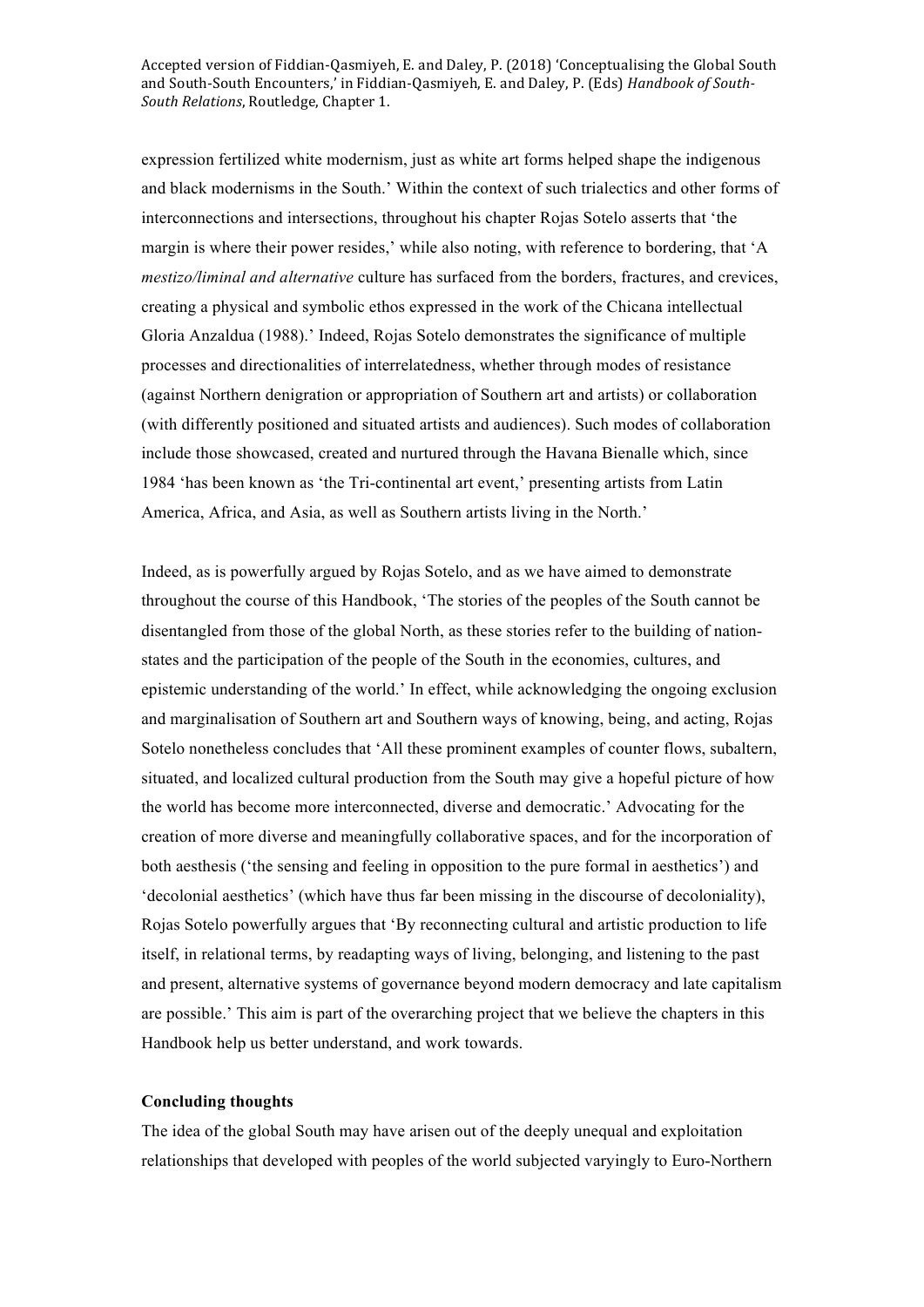expression fertilized white modernism, just as white art forms helped shape the indigenous and black modernisms in the South.' Within the context of such trialectics and other forms of interconnections and intersections, throughout his chapter Rojas Sotelo asserts that 'the margin is where their power resides,' while also noting, with reference to bordering, that 'A *mestizo/liminal and alternative* culture has surfaced from the borders, fractures, and crevices, creating a physical and symbolic ethos expressed in the work of the Chicana intellectual Gloria Anzaldua (1988).' Indeed, Rojas Sotelo demonstrates the significance of multiple processes and directionalities of interrelatedness, whether through modes of resistance (against Northern denigration or appropriation of Southern art and artists) or collaboration (with differently positioned and situated artists and audiences). Such modes of collaboration include those showcased, created and nurtured through the Havana Bienalle which, since 1984 'has been known as 'the Tri-continental art event,' presenting artists from Latin America, Africa, and Asia, as well as Southern artists living in the North.'

Indeed, as is powerfully argued by Rojas Sotelo, and as we have aimed to demonstrate throughout the course of this Handbook, 'The stories of the peoples of the South cannot be disentangled from those of the global North, as these stories refer to the building of nation-states and the participation of the people of the South in the economies, cultures, and epistemic understanding of the world.' In effect, while acknowledging the ongoing exclusion and marginalisation of Southern art and Southern ways of knowing, being, and acting, Rojas Sotelo nonetheless concludes that 'All these prominent examples of counter flows, subaltern, situated, and localized cultural production from the South may give a hopeful picture of how the world has become more interconnected, diverse and democratic.' Advocating for the creation of more diverse and meaningfully collaborative spaces, and for the incorporation of both aesthesis ('the sensing and feeling in opposition to the pure formal in aesthetics') and 'decolonial aesthetics' (which have thus far been missing in the discourse of decoloniality), Rojas Sotelo powerfully argues that 'By reconnecting cultural and artistic production to life itself, in relational terms, by readapting ways of living, belonging, and listening to the past and present, alternative systems of governance beyond modern democracy and late capitalism are possible.' This aim is part of the overarching project that we believe the chapters in this Handbook help us better understand, and work towards.

## Concluding thoughts

The idea of the global South may have arisen out of the deeply unequal and exploitation relationships that developed with peoples of the world subjected varyingly to Euro-Northern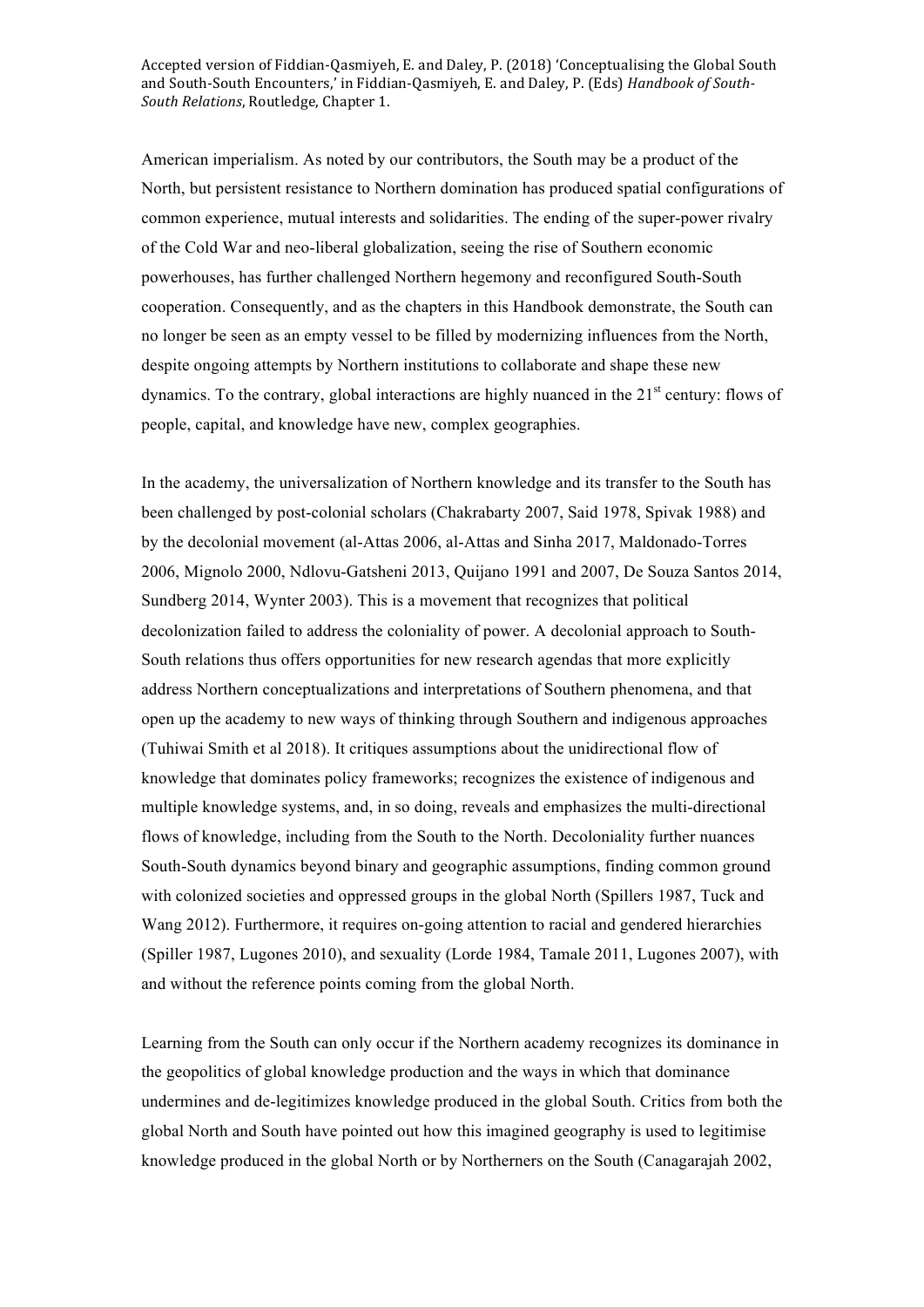American imperialism. As noted by our contributors, the South may be a product of the North, but persistent resistance to Northern domination has produced spatial configurations of common experience, mutual interests and solidarities. The ending of the super-power rivalry of the Cold War and neo-liberal globalization, seeing the rise of Southern economic powerhouses, has further challenged Northern hegemony and reconfigured South-South cooperation. Consequently, and as the chapters in this Handbook demonstrate, the South can no longer be seen as an empty vessel to be filled by modernizing influences from the North, despite ongoing attempts by Northern institutions to collaborate and shape these new dynamics. To the contrary, global interactions are highly nuanced in the 21st century: flows of people, capital, and knowledge have new, complex geographies.

In the academy, the universalization of Northern knowledge and its transfer to the South has been challenged by post-colonial scholars (Chakrabarty 2007, Said 1978, Spivak 1988) and by the decolonial movement (al-Attas 2006, al-Attas and Sinha 2017, Maldonado-Torres 2006, Mignolo 2000, Ndlovu-Gatsheni 2013, Quijano 1991 and 2007, De Souza Santos 2014, Sundberg 2014, Wynter 2003). This is a movement that recognizes that political decolonization failed to address the coloniality of power. A decolonial approach to South-South relations thus offers opportunities for new research agendas that more explicitly address Northern conceptualizations and interpretations of Southern phenomena, and that open up the academy to new ways of thinking through Southern and indigenous approaches (Tuhiwai Smith et al 2018). It critiques assumptions about the unidirectional flow of knowledge that dominates policy frameworks; recognizes the existence of indigenous and multiple knowledge systems, and, in so doing, reveals and emphasizes the multi-directional flows of knowledge, including from the South to the North. Decoloniality further nuances South-South dynamics beyond binary and geographic assumptions, finding common ground with colonized societies and oppressed groups in the global North (Spillers 1987, Tuck and Wang 2012). Furthermore, it requires on-going attention to racial and gendered hierarchies (Spiller 1987, Lugones 2010), and sexuality (Lorde 1984, Tamale 2011, Lugones 2007), with and without the reference points coming from the global North.

Learning from the South can only occur if the Northern academy recognizes its dominance in the geopolitics of global knowledge production and the ways in which that dominance undermines and de-legitimizes knowledge produced in the global South. Critics from both the global North and South have pointed out how this imagined geography is used to legitimise knowledge produced in the global North or by Northerners on the South (Canagarajah 2002,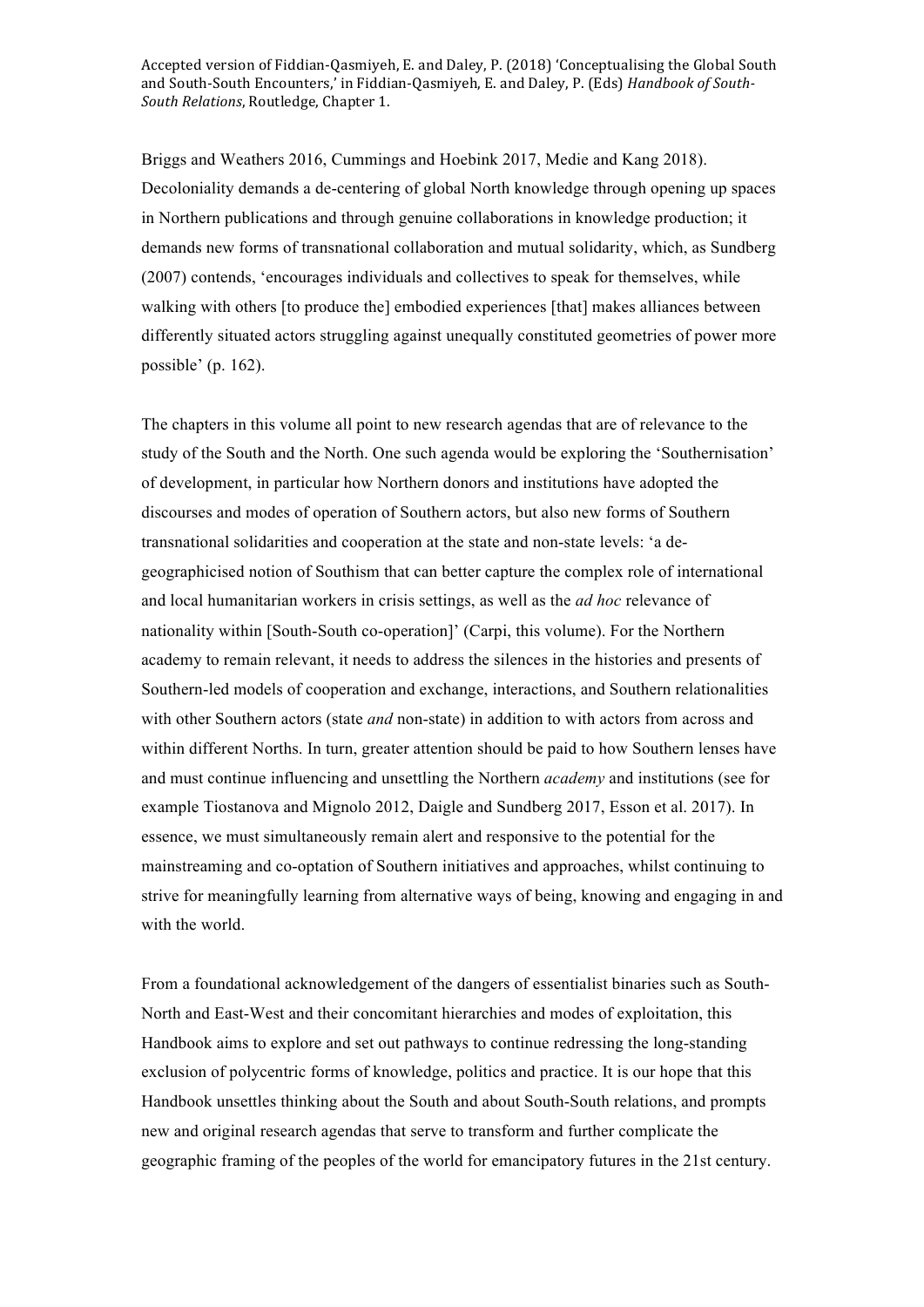Briggs and Weathers 2016, Cummings and Hoebink 2017, Medie and Kang 2018). Decoloniality demands a de-centering of global North knowledge through opening up spaces in Northern publications and through genuine collaborations in knowledge production; it demands new forms of transnational collaboration and mutual solidarity, which, as Sundberg (2007) contends, 'encourages individuals and collectives to speak for themselves, while walking with others [to produce the] embodied experiences [that] makes alliances between differently situated actors struggling against unequally constituted geometries of power more possible' (p. 162).

The chapters in this volume all point to new research agendas that are of relevance to the study of the South and the North. One such agenda would be exploring the 'Southernisation' of development, in particular how Northern donors and institutions have adopted the discourses and modes of operation of Southern actors, but also new forms of Southern transnational solidarities and cooperation at the state and non-state levels: 'a de-geographicised notion of Southism that can better capture the complex role of international and local humanitarian workers in crisis settings, as well as the *ad hoc* relevance of nationality within [South-South co-operation]' (Carpi, this volume). For the Northern academy to remain relevant, it needs to address the silences in the histories and presents of Southern-led models of cooperation and exchange, interactions, and Southern relationalities with other Southern actors (state *and* non-state) in addition to with actors from across and within different Norths. In turn, greater attention should be paid to how Southern lenses have and must continue influencing and unsettling the Northern *academy* and institutions (see for example Tiostanova and Mignolo 2012, Daigle and Sundberg 2017, Esson et al. 2017). In essence, we must simultaneously remain alert and responsive to the potential for the mainstreaming and co-optation of Southern initiatives and approaches, whilst continuing to strive for meaningfully learning from alternative ways of being, knowing and engaging in and with the world.

From a foundational acknowledgement of the dangers of essentialist binaries such as South-North and East-West and their concomitant hierarchies and modes of exploitation, this Handbook aims to explore and set out pathways to continue redressing the long-standing exclusion of polycentric forms of knowledge, politics and practice. It is our hope that this Handbook unsettles thinking about the South and about South-South relations, and prompts new and original research agendas that serve to transform and further complicate the geographic framing of the peoples of the world for emancipatory futures in the 21st century.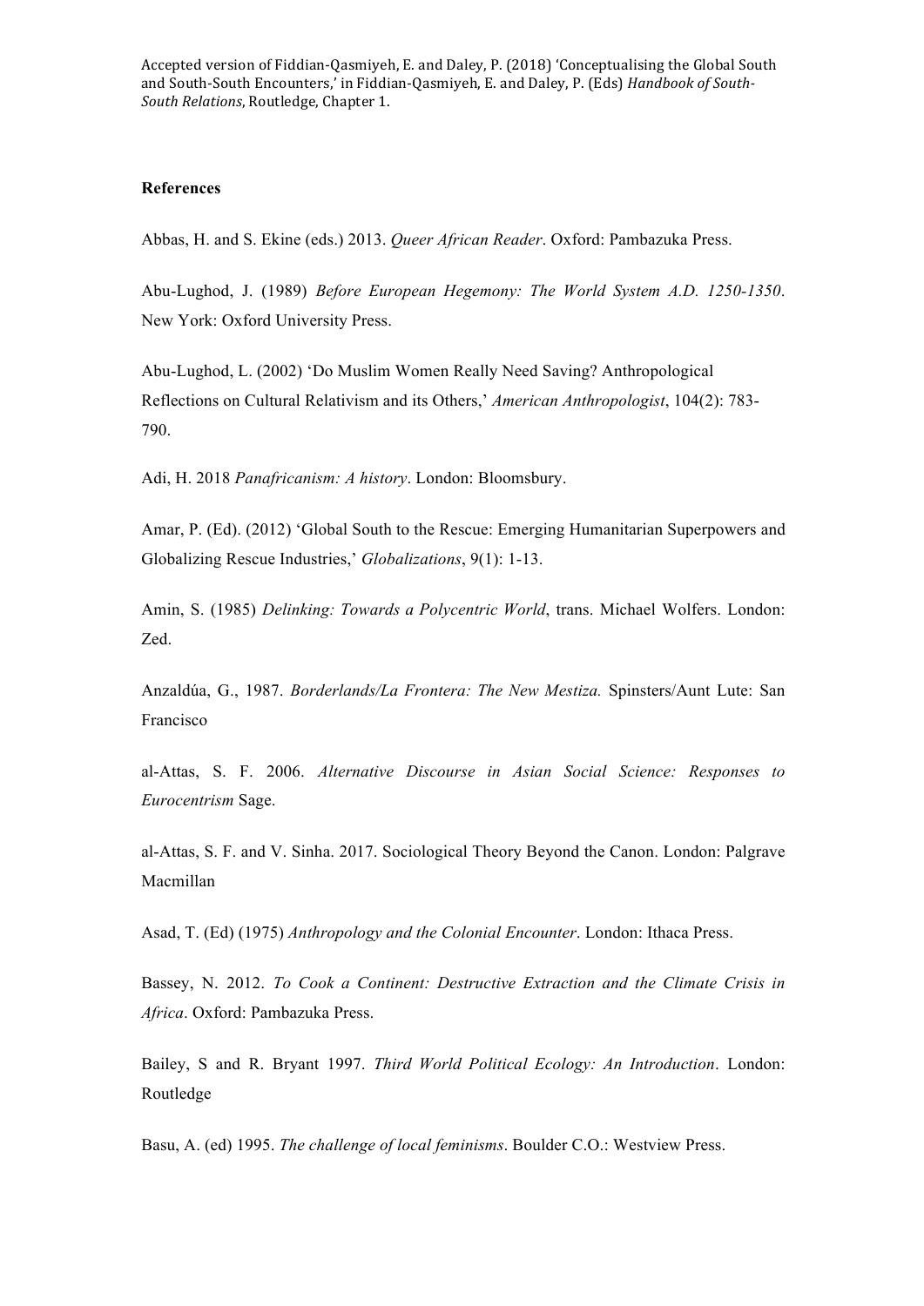### References

Abbas, H. and S. Ekine (eds.) 2013. *Queer African Reader*. Oxford: Pambazuka Press.

Abu-Lughod, J. (1989) *Before European Hegemony: The World System A.D. 1250-1350*. New York: Oxford University Press.

Abu-Lughod, L. (2002) 'Do Muslim Women Really Need Saving? Anthropological Reflections on Cultural Relativism and its Others,' *American Anthropologist*, 104(2): 783-790.

Adi, H. 2018 *Panafricanism: A history*. London: Bloomsbury.

Amar, P. (Ed). (2012) 'Global South to the Rescue: Emerging Humanitarian Superpowers and Globalizing Rescue Industries,' *Globalizations*, 9(1): 1-13.

Amin, S. (1985) *Delinking: Towards a Polycentric World*, trans. Michael Wolfers. London: Zed.

Anzaldúa, G., 1987. *Borderlands/La Frontera: The New Mestiza.* Spinsters/Aunt Lute: San Francisco

al-Attas, S. F. 2006. *Alternative Discourse in Asian Social Science: Responses to Eurocentrism* Sage.

al-Attas, S. F. and V. Sinha. 2017. Sociological Theory Beyond the Canon. London: Palgrave Macmillan

Asad, T. (Ed) (1975) *Anthropology and the Colonial Encounter*. London: Ithaca Press.

Bassey, N. 2012. *To Cook a Continent: Destructive Extraction and the Climate Crisis in Africa*. Oxford: Pambazuka Press.

Bailey, S and R. Bryant 1997. *Third World Political Ecology: An Introduction*. London: Routledge

Basu, A. (ed) 1995. *The challenge of local feminisms*. Boulder C.O.: Westview Press.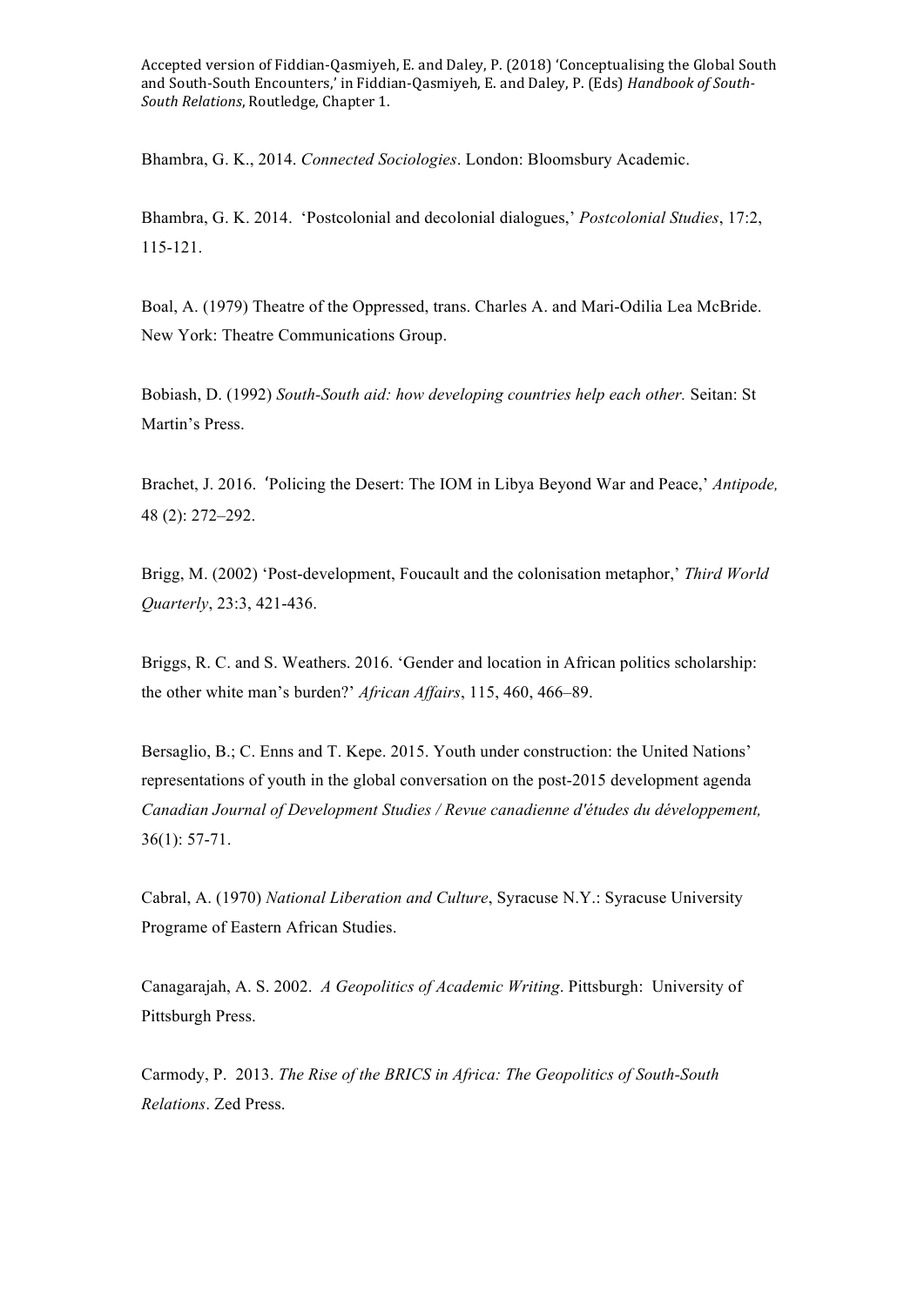Bhambra, G. K., 2014. *Connected Sociologies*. London: Bloomsbury Academic.

Bhambra, G. K. 2014. 'Postcolonial and decolonial dialogues,' *Postcolonial Studies*, 17:2, 115-121.

Boal, A. (1979) Theatre of the Oppressed, trans. Charles A. and Mari-Odilia Lea McBride. New York: Theatre Communications Group.

Bobiash, D. (1992) *South-South aid: how developing countries help each other.* Seitan: St Martin's Press.

Brachet, J. 2016. 'Policing the Desert: The IOM in Libya Beyond War and Peace,' *Antipode,* 48 (2): 272–292.

Brigg, M. (2002) 'Post-development, Foucault and the colonisation metaphor,' *Third World Quarterly*, 23:3, 421-436.

Briggs, R. C. and S. Weathers. 2016. 'Gender and location in African politics scholarship: the other white man's burden?' *African Affairs*, 115, 460, 466–89.

Bersaglio, B.; C. Enns and T. Kepe. 2015. Youth under construction: the United Nations' representations of youth in the global conversation on the post-2015 development agenda *Canadian Journal of Development Studies / Revue canadienne d'études du développement,* 36(1): 57-71.

Cabral, A. (1970) *National Liberation and Culture*, Syracuse N.Y.: Syracuse University Programe of Eastern African Studies.

Canagarajah, A. S. 2002. *A Geopolitics of Academic Writing*. Pittsburgh: University of Pittsburgh Press.

Carmody, P. 2013. *The Rise of the BRICS in Africa: The Geopolitics of South-South Relations*. Zed Press.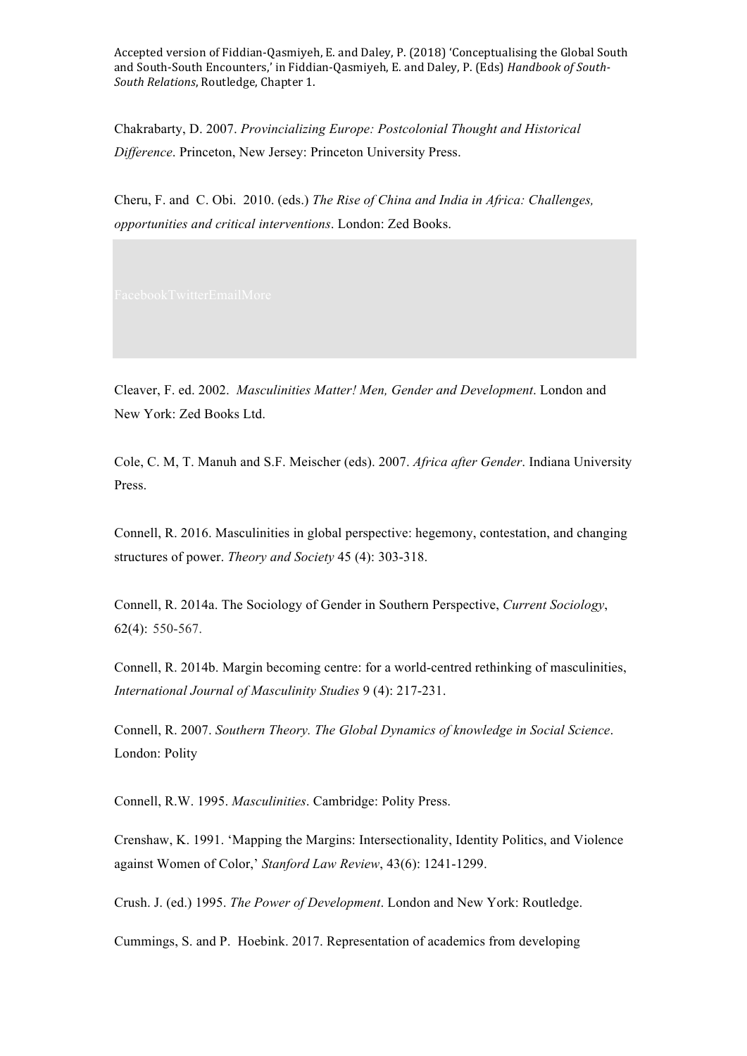Chakrabarty, D. 2007. *Provincializing Europe: Postcolonial Thought and Historical Difference*. Princeton, New Jersey: Princeton University Press.

Cheru, F. and C. Obi. 2010. (eds.) *The Rise of China and India in Africa: Challenges, opportunities and critical interventions*. London: Zed Books.

Cleaver, F. ed. 2002. *Masculinities Matter! Men, Gender and Development*. London and New York: Zed Books Ltd.

Cole, C. M, T. Manuh and S.F. Meischer (eds). 2007. *Africa after Gender*. Indiana University Press.

Connell, R. 2016. Masculinities in global perspective: hegemony, contestation, and changing structures of power. *Theory and Society* 45 (4): 303-318.

Connell, R. 2014a. The Sociology of Gender in Southern Perspective, *Current Sociology*, 62(4): 550-567.

Connell, R. 2014b. Margin becoming centre: for a world-centred rethinking of masculinities, *International Journal of Masculinity Studies* 9 (4): 217-231.

Connell, R. 2007. *Southern Theory. The Global Dynamics of knowledge in Social Science*. London: Polity

Connell, R.W. 1995. *Masculinities*. Cambridge: Polity Press.

Crenshaw, K. 1991. 'Mapping the Margins: Intersectionality, Identity Politics, and Violence against Women of Color,' *Stanford Law Review*, 43(6): 1241-1299.

Crush. J. (ed.) 1995. *The Power of Development*. London and New York: Routledge.

Cummings, S. and P. Hoebink. 2017. Representation of academics from developing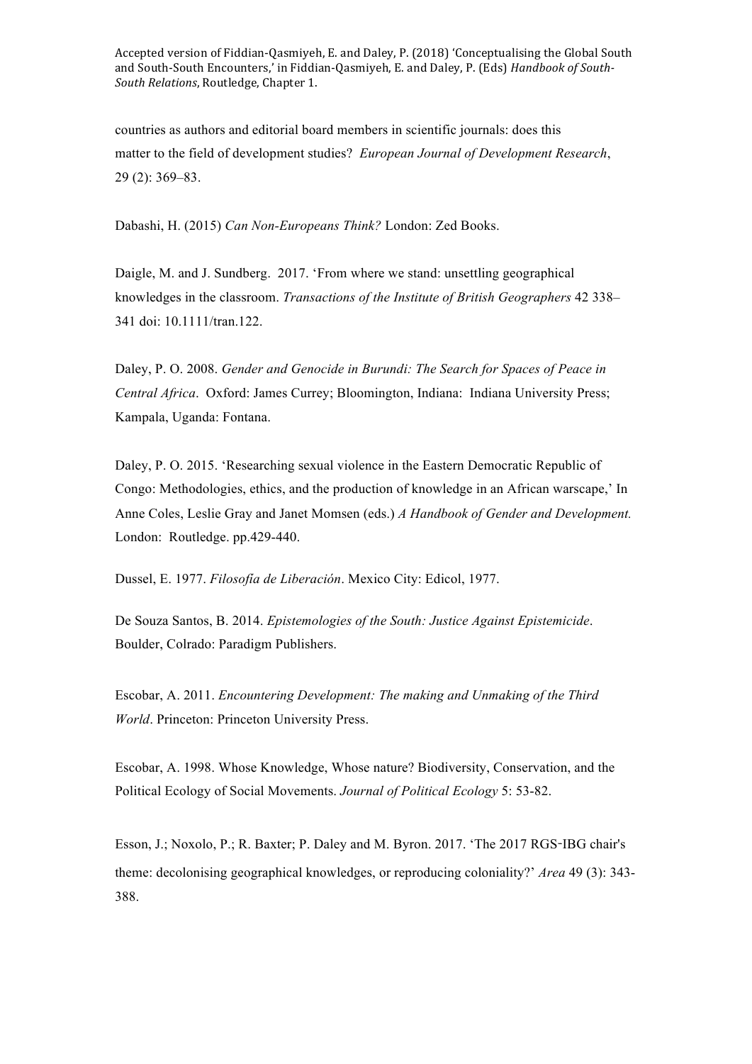countries as authors and editorial board members in scientific journals: does this matter to the field of development studies? *European Journal of Development Research*, 29 (2): 369–83.

Dabashi, H. (2015) *Can Non-Europeans Think?* London: Zed Books.

Daigle, M. and J. Sundberg. 2017. 'From where we stand: unsettling geographical knowledges in the classroom. *Transactions of the Institute of British Geographers* 42 338–341 doi: 10.1111/tran.122.

Daley, P. O. 2008. *Gender and Genocide in Burundi: The Search for Spaces of Peace in Central Africa*. Oxford: James Currey; Bloomington, Indiana: Indiana University Press; Kampala, Uganda: Fontana.

Daley, P. O. 2015. 'Researching sexual violence in the Eastern Democratic Republic of Congo: Methodologies, ethics, and the production of knowledge in an African warscape,' In Anne Coles, Leslie Gray and Janet Momsen (eds.) *A Handbook of Gender and Development.* London: Routledge. pp.429-440.

Dussel, E. 1977. *Filosofía de Liberación*. Mexico City: Edicol, 1977.

De Souza Santos, B. 2014. *Epistemologies of the South: Justice Against Epistemicide*. Boulder, Colrado: Paradigm Publishers.

Escobar, A. 2011. *Encountering Development: The making and Unmaking of the Third World*. Princeton: Princeton University Press.

Escobar, A. 1998. Whose Knowledge, Whose nature? Biodiversity, Conservation, and the Political Ecology of Social Movements. *Journal of Political Ecology* 5: 53-82.

Esson, J.; Noxolo, P.; R. Baxter; P. Daley and M. Byron. 2017. 'The 2017 RGS-IBG chair's theme: decolonising geographical knowledges, or reproducing coloniality?' *Area* 49 (3): 343-388.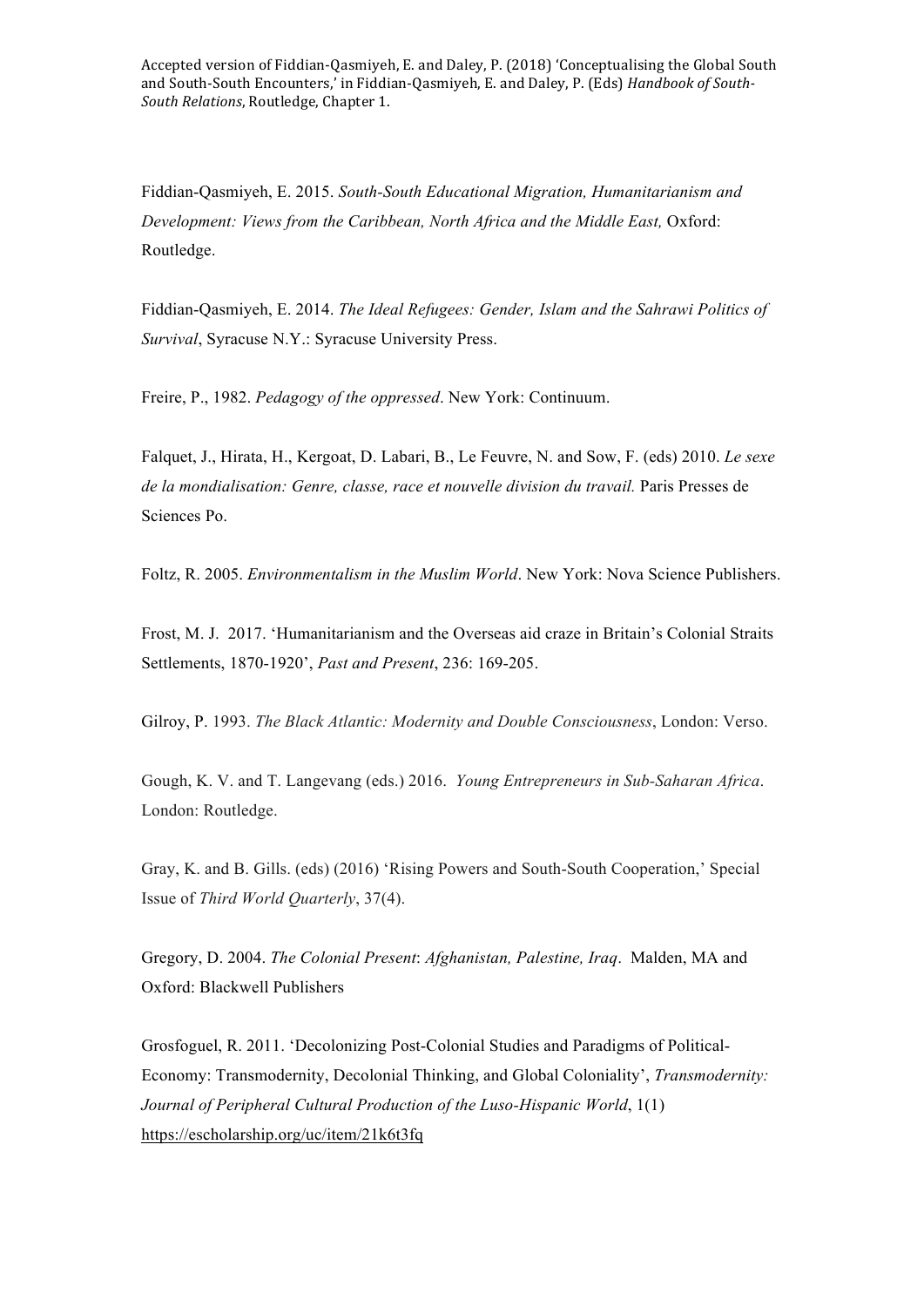Fiddian-Qasmiyeh, E. 2015. *South-South Educational Migration, Humanitarianism and Development: Views from the Caribbean, North Africa and the Middle East,* Oxford: Routledge.

Fiddian-Qasmiyeh, E. 2014. *The Ideal Refugees: Gender, Islam and the Sahrawi Politics of Survival*, Syracuse N.Y.: Syracuse University Press.

Freire, P., 1982. *Pedagogy of the oppressed*. New York: Continuum.

Falquet, J., Hirata, H., Kergoat, D. Labari, B., Le Feuvre, N. and Sow, F. (eds) 2010. *Le sexe de la mondialisation: Genre, classe, race et nouvelle division du travail.* Paris Presses de Sciences Po.

Foltz, R. 2005. *Environmentalism in the Muslim World*. New York: Nova Science Publishers.

Frost, M. J. 2017. 'Humanitarianism and the Overseas aid craze in Britain's Colonial Straits Settlements, 1870-1920', *Past and Present*, 236: 169-205.

Gilroy, P. 1993. *The Black Atlantic: Modernity and Double Consciousness*, London: Verso.

Gough, K. V. and T. Langevang (eds.) 2016. *Young Entrepreneurs in Sub-Saharan Africa*. London: Routledge.

Gray, K. and B. Gills. (eds) (2016) 'Rising Powers and South-South Cooperation,' Special Issue of *Third World Quarterly*, 37(4).

Gregory, D. 2004. *The Colonial Present*: *Afghanistan, Palestine, Iraq*. Malden, MA and Oxford: Blackwell Publishers

Grosfoguel, R. 2011. 'Decolonizing Post-Colonial Studies and Paradigms of Political-Economy: Transmodernity, Decolonial Thinking, and Global Coloniality', *Transmodernity: Journal of Peripheral Cultural Production of the Luso-Hispanic World*, 1(1) https://escholarship.org/uc/item/21k6t3fq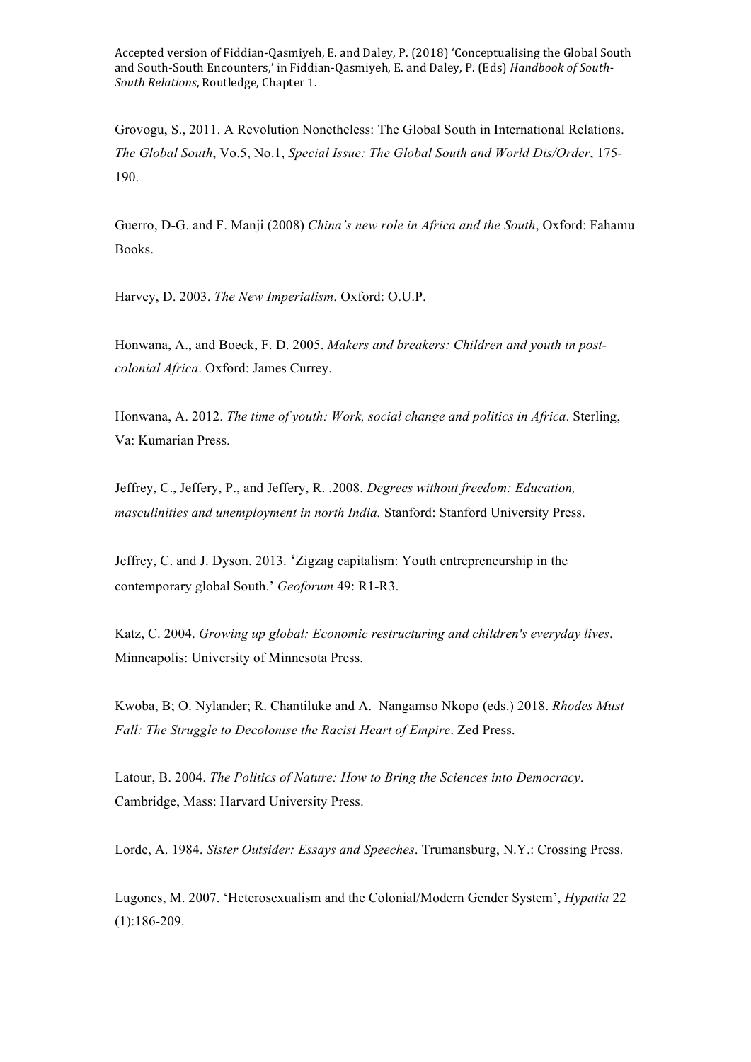Grovogu, S., 2011. A Revolution Nonetheless: The Global South in International Relations. *The Global South*, Vo.5, No.1, *Special Issue: The Global South and World Dis/Order*, 175-190.

Guerro, D-G. and F. Manji (2008) *China's new role in Africa and the South*, Oxford: Fahamu Books.

Harvey, D. 2003. *The New Imperialism*. Oxford: O.U.P.

Honwana, A., and Boeck, F. D. 2005. *Makers and breakers: Children and youth in post-colonial Africa*. Oxford: James Currey.

Honwana, A. 2012. *The time of youth: Work, social change and politics in Africa*. Sterling, Va: Kumarian Press.

Jeffrey, C., Jeffery, P., and Jeffery, R. .2008. *Degrees without freedom: Education, masculinities and unemployment in north India.* Stanford: Stanford University Press.

Jeffrey, C. and J. Dyson. 2013. 'Zigzag capitalism: Youth entrepreneurship in the contemporary global South.' *Geoforum* 49: R1-R3.

Katz, C. 2004. *Growing up global: Economic restructuring and children's everyday lives*. Minneapolis: University of Minnesota Press.

Kwoba, B; O. Nylander; R. Chantiluke and A. Nangamso Nkopo (eds.) 2018. *Rhodes Must Fall: The Struggle to Decolonise the Racist Heart of Empire*. Zed Press.

Latour, B. 2004. *The Politics of Nature: How to Bring the Sciences into Democracy*. Cambridge, Mass: Harvard University Press.

Lorde, A. 1984. *Sister Outsider: Essays and Speeches*. Trumansburg, N.Y.: Crossing Press.

Lugones, M. 2007. 'Heterosexualism and the Colonial/Modern Gender System', *Hypatia* 22 (1):186-209.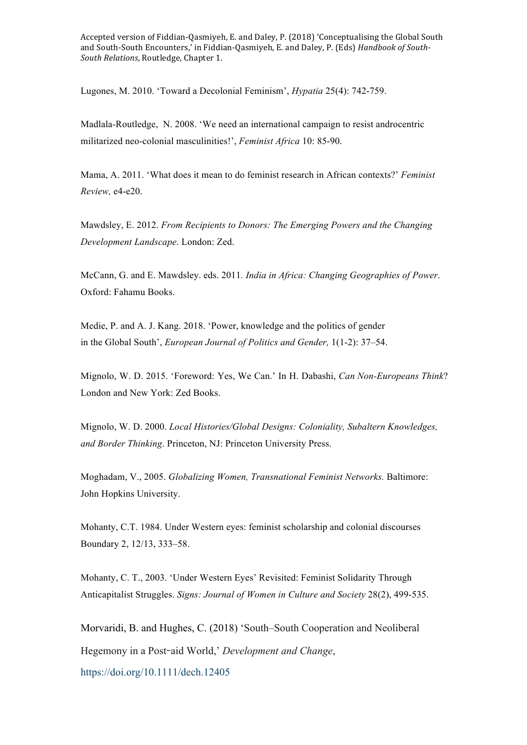Lugones, M. 2010. 'Toward a Decolonial Feminism', *Hypatia* 25(4): 742-759.

Madlala-Routledge, N. 2008. 'We need an international campaign to resist androcentric militarized neo-colonial masculinities!', *Feminist Africa* 10: 85-90.

Mama, A. 2011. 'What does it mean to do feminist research in African contexts?' *Feminist Review,* e4-e20.

Mawdsley, E. 2012. *From Recipients to Donors: The Emerging Powers and the Changing Development Landscape*. London: Zed.

McCann, G. and E. Mawdsley. eds. 2011. *India in Africa: Changing Geographies of Power*. Oxford: Fahamu Books.

Medie, P. and A. J. Kang. 2018. 'Power, knowledge and the politics of gender in the Global South', *European Journal of Politics and Gender,* 1(1-2): 37–54.

Mignolo, W. D. 2015. 'Foreword: Yes, We Can.' In H. Dabashi, *Can Non-Europeans Think*? London and New York: Zed Books.

Mignolo, W. D. 2000. *Local Histories/Global Designs: Coloniality, Subaltern Knowledges, and Border Thinking*. Princeton, NJ: Princeton University Press.

Moghadam, V., 2005. *Globalizing Women, Transnational Feminist Networks.* Baltimore: John Hopkins University.

Mohanty, C.T. 1984. Under Western eyes: feminist scholarship and colonial discourses Boundary 2, 12/13, 333–58.

Mohanty, C. T., 2003. 'Under Western Eyes' Revisited: Feminist Solidarity Through Anticapitalist Struggles. *Signs: Journal of Women in Culture and Society* 28(2), 499-535.

Morvaridi, B. and Hughes, C. (2018) 'South–South Cooperation and Neoliberal Hegemony in a Post-aid World,' *Development and Change*, https://doi.org/10.1111/dech.12405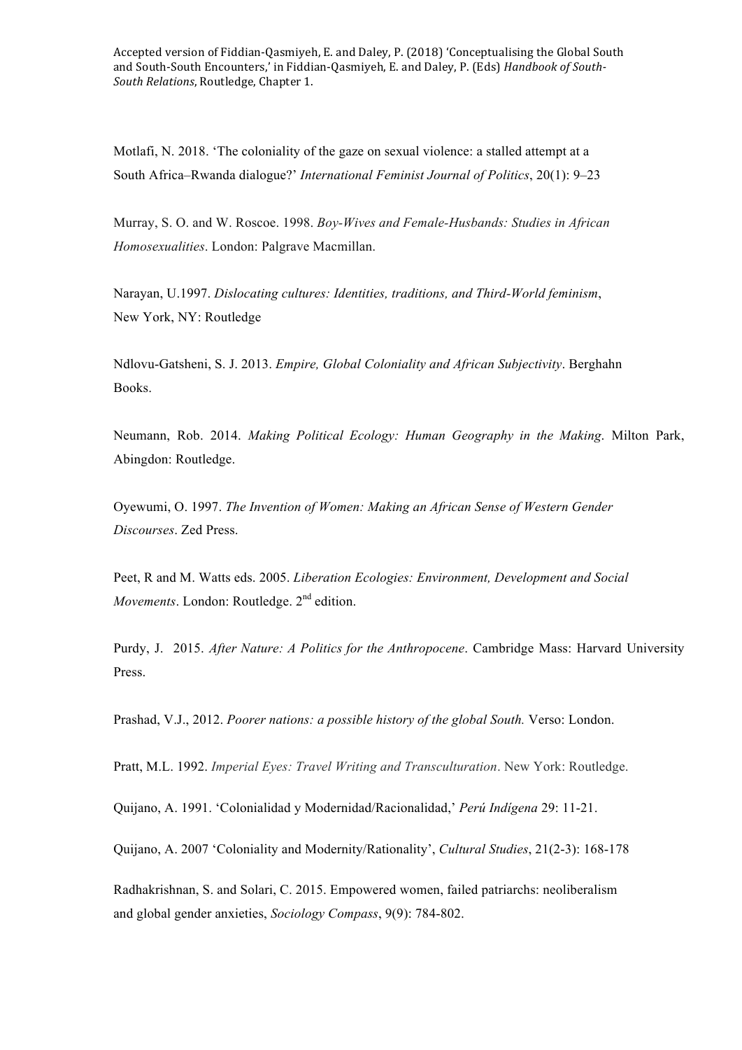Motlafi, N. 2018. 'The coloniality of the gaze on sexual violence: a stalled attempt at a South Africa–Rwanda dialogue?' *International Feminist Journal of Politics*, 20(1): 9–23

Murray, S. O. and W. Roscoe. 1998. *Boy-Wives and Female-Husbands: Studies in African Homosexualities*. London: Palgrave Macmillan.

Narayan, U.1997. *Dislocating cultures: Identities, traditions, and Third-World feminism*, New York, NY: Routledge

Ndlovu-Gatsheni, S. J. 2013. *Empire, Global Coloniality and African Subjectivity*. Berghahn Books.

Neumann, Rob. 2014. *Making Political Ecology: Human Geography in the Making*. Milton Park, Abingdon: Routledge.

Oyewumi, O. 1997. *The Invention of Women: Making an African Sense of Western Gender Discourses*. Zed Press.

Peet, R and M. Watts eds. 2005. *Liberation Ecologies: Environment, Development and Social Movements*. London: Routledge. 2nd edition.

Purdy, J. 2015. *After Nature: A Politics for the Anthropocene*. Cambridge Mass: Harvard University Press.

Prashad, V.J., 2012. *Poorer nations: a possible history of the global South.* Verso: London.

Pratt, M.L. 1992. *Imperial Eyes: Travel Writing and Transculturation*. New York: Routledge.

Quijano, A. 1991. 'Colonialidad y Modernidad/Racionalidad,' *Perú Indígena* 29: 11-21.

Quijano, A. 2007 'Coloniality and Modernity/Rationality', *Cultural Studies*, 21(2-3): 168-178

Radhakrishnan, S. and Solari, C. 2015. Empowered women, failed patriarchs: neoliberalism and global gender anxieties, *Sociology Compass*, 9(9): 784-802.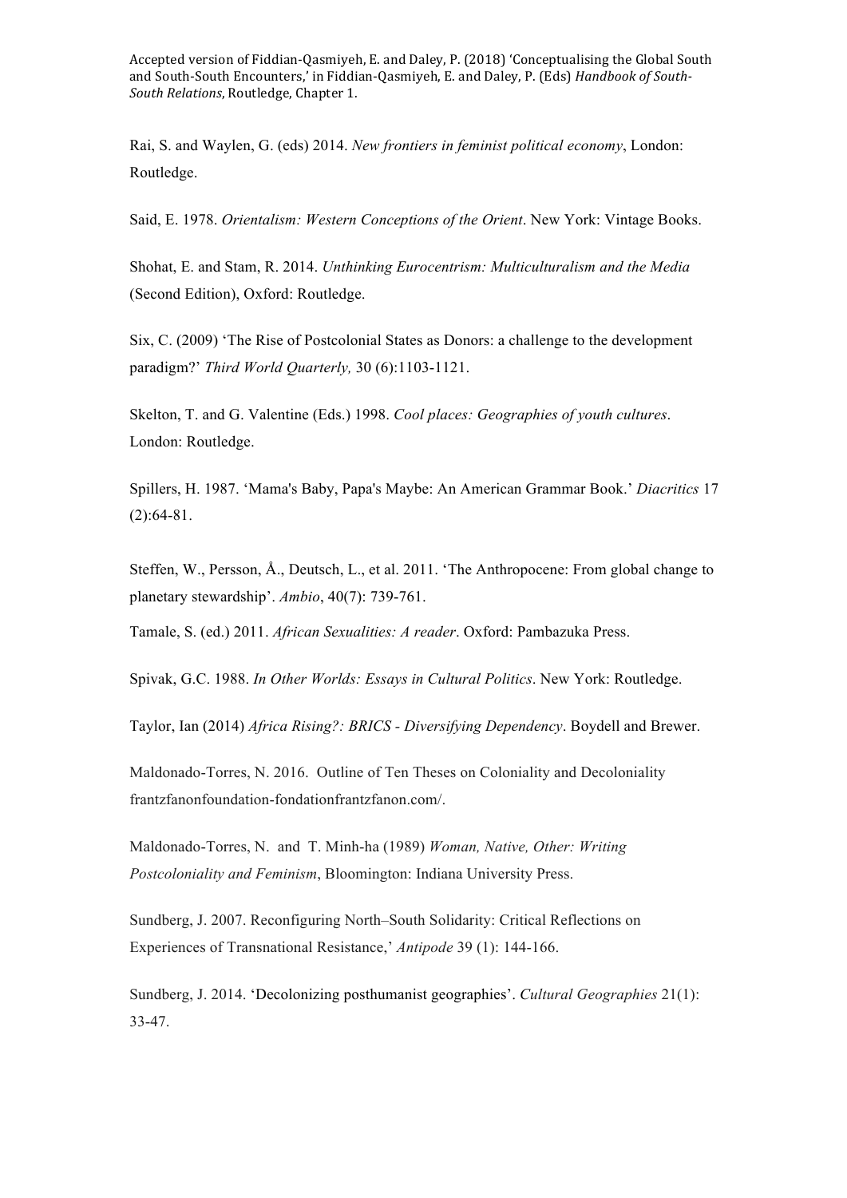Rai, S. and Waylen, G. (eds) 2014. *New frontiers in feminist political economy*, London: Routledge.

Said, E. 1978. *Orientalism: Western Conceptions of the Orient*. New York: Vintage Books.

Shohat, E. and Stam, R. 2014. *Unthinking Eurocentrism: Multiculturalism and the Media* (Second Edition), Oxford: Routledge.

Six, C. (2009) 'The Rise of Postcolonial States as Donors: a challenge to the development paradigm?' *Third World Quarterly,* 30 (6):1103-1121.

Skelton, T. and G. Valentine (Eds.) 1998. *Cool places: Geographies of youth cultures*. London: Routledge.

Spillers, H. 1987. 'Mama's Baby, Papa's Maybe: An American Grammar Book.' *Diacritics* 17 (2):64-81.

Steffen, W., Persson, Å., Deutsch, L., et al. 2011. 'The Anthropocene: From global change to planetary stewardship'. *Ambio*, 40(7): 739-761.

Tamale, S. (ed.) 2011. *African Sexualities: A reader*. Oxford: Pambazuka Press.

Spivak, G.C. 1988. *In Other Worlds: Essays in Cultural Politics*. New York: Routledge.

Taylor, Ian (2014) *Africa Rising?: BRICS - Diversifying Dependency*. Boydell and Brewer.

Maldonado-Torres, N. 2016. Outline of Ten Theses on Coloniality and Decoloniality frantzfanonfoundation-fondationfrantzfanon.com/.

Maldonado-Torres, N. and T. Minh-ha (1989) *Woman, Native, Other: Writing Postcoloniality and Feminism*, Bloomington: Indiana University Press.

Sundberg, J. 2007. Reconfiguring North–South Solidarity: Critical Reflections on Experiences of Transnational Resistance,' *Antipode* 39 (1): 144-166.

Sundberg, J. 2014. 'Decolonizing posthumanist geographies'. *Cultural Geographies* 21(1): 33-47.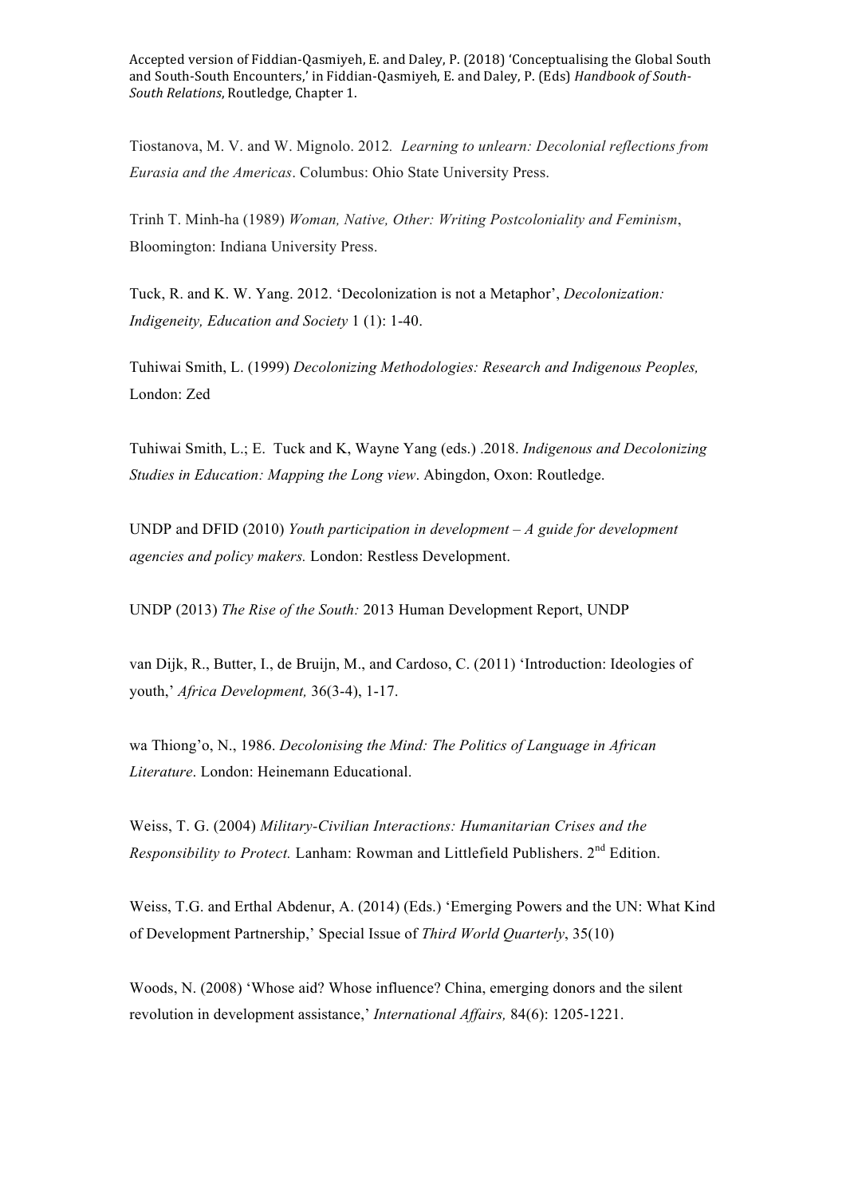Tiostanova, M. V. and W. Mignolo. 2012. *Learning to unlearn: Decolonial reflections from Eurasia and the Americas*. Columbus: Ohio State University Press.

Trinh T. Minh-ha (1989) *Woman, Native, Other: Writing Postcoloniality and Feminism*, Bloomington: Indiana University Press.

Tuck, R. and K. W. Yang. 2012. 'Decolonization is not a Metaphor', *Decolonization: Indigeneity, Education and Society* 1 (1): 1-40.

Tuhiwai Smith, L. (1999) *Decolonizing Methodologies: Research and Indigenous Peoples,* London: Zed

Tuhiwai Smith, L.; E. Tuck and K, Wayne Yang (eds.) .2018. *Indigenous and Decolonizing Studies in Education: Mapping the Long view*. Abingdon, Oxon: Routledge.

UNDP and DFID (2010) *Youth participation in development – A guide for development agencies and policy makers.* London: Restless Development.

UNDP (2013) *The Rise of the South:* 2013 Human Development Report, UNDP

van Dijk, R., Butter, I., de Bruijn, M., and Cardoso, C. (2011) 'Introduction: Ideologies of youth,' *Africa Development,* 36(3-4), 1-17.

wa Thiong'o, N., 1986. *Decolonising the Mind: The Politics of Language in African Literature*. London: Heinemann Educational.

Weiss, T. G. (2004) *Military-Civilian Interactions: Humanitarian Crises and the Responsibility to Protect.* Lanham: Rowman and Littlefield Publishers. 2nd Edition.

Weiss, T.G. and Erthal Abdenur, A. (2014) (Eds.) 'Emerging Powers and the UN: What Kind of Development Partnership,' Special Issue of *Third World Quarterly*, 35(10)

Woods, N. (2008) 'Whose aid? Whose influence? China, emerging donors and the silent revolution in development assistance,' *International Affairs,* 84(6): 1205-1221.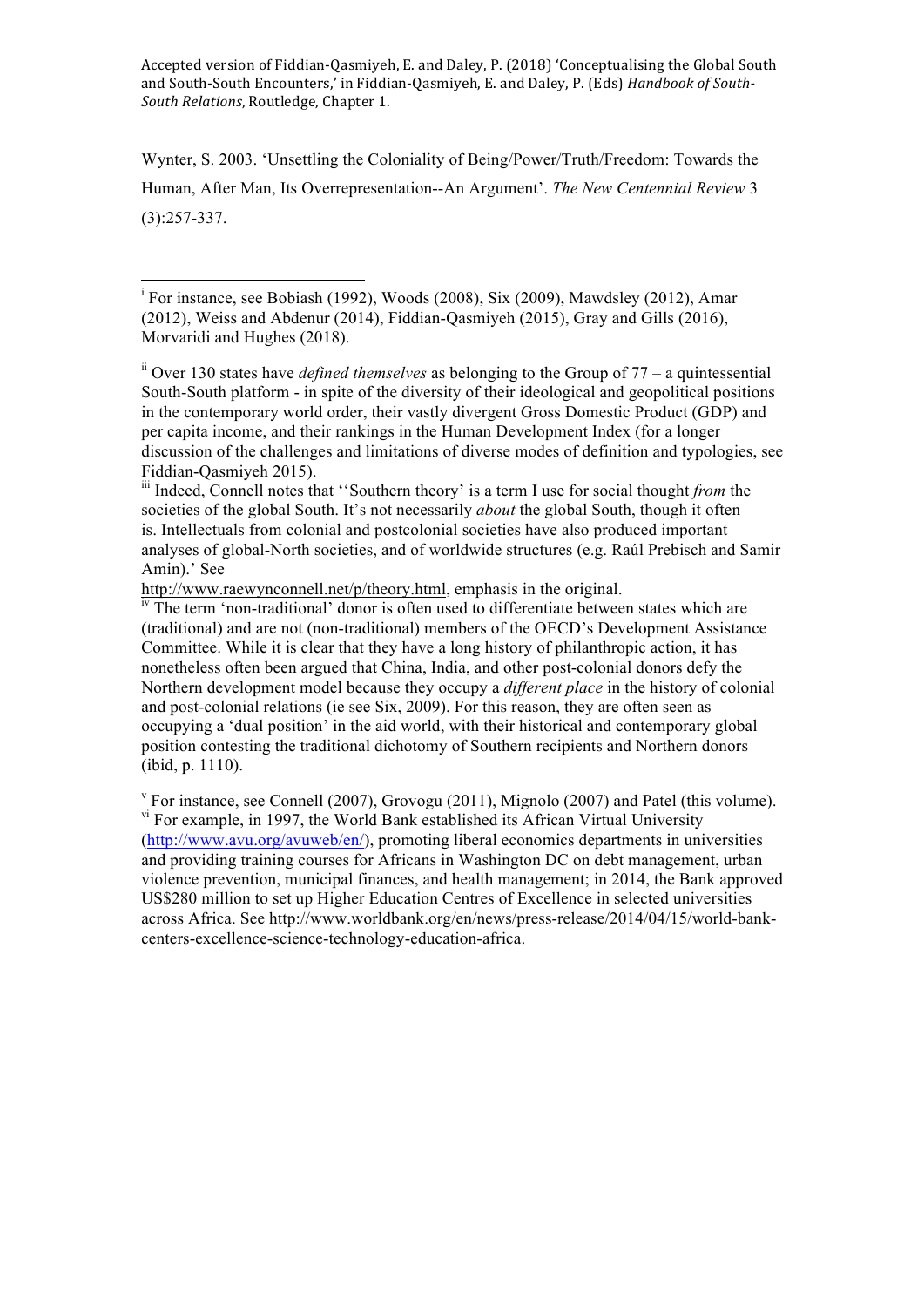Wynter, S. 2003. 'Unsettling the Coloniality of Being/Power/Truth/Freedom: Towards the Human, After Man, Its Overrepresentation--An Argument'. *The New Centennial Review* 3 (3):257-337.

---

[i] For instance, see Bobiash (1992), Woods (2008), Six (2009), Mawdsley (2012), Amar (2012), Weiss and Abdenur (2014), Fiddian-Qasmiyeh (2015), Gray and Gills (2016), Morvaridi and Hughes (2018).

[ii] Over 130 states have *defined themselves* as belonging to the Group of 77 – a quintessential South-South platform - in spite of the diversity of their ideological and geopolitical positions in the contemporary world order, their vastly divergent Gross Domestic Product (GDP) and per capita income, and their rankings in the Human Development Index (for a longer discussion of the challenges and limitations of diverse modes of definition and typologies, see Fiddian-Qasmiyeh 2015).

[iii] Indeed, Connell notes that ''Southern theory' is a term I use for social thought *from* the societies of the global South. It's not necessarily *about* the global South, though it often is. Intellectuals from colonial and postcolonial societies have also produced important analyses of global-North societies, and of worldwide structures (e.g. Raúl Prebisch and Samir Amin).' See http://www.raewynconnell.net/p/theory.html, emphasis in the original.

[iv] The term 'non-traditional' donor is often used to differentiate between states which are (traditional) and are not (non-traditional) members of the OECD's Development Assistance Committee. While it is clear that they have a long history of philanthropic action, it has nonetheless often been argued that China, India, and other post-colonial donors defy the Northern development model because they occupy a *different place* in the history of colonial and post-colonial relations (ie see Six, 2009). For this reason, they are often seen as occupying a 'dual position' in the aid world, with their historical and contemporary global position contesting the traditional dichotomy of Southern recipients and Northern donors (ibid, p. 1110).

[v] For instance, see Connell (2007), Grovogu (2011), Mignolo (2007) and Patel (this volume).

[vi] For example, in 1997, the World Bank established its African Virtual University (http://www.avu.org/avuweb/en/), promoting liberal economics departments in universities and providing training courses for Africans in Washington DC on debt management, urban violence prevention, municipal finances, and health management; in 2014, the Bank approved US$280 million to set up Higher Education Centres of Excellence in selected universities across Africa. See http://www.worldbank.org/en/news/press-release/2014/04/15/world-bank-centers-excellence-science-technology-education-africa.